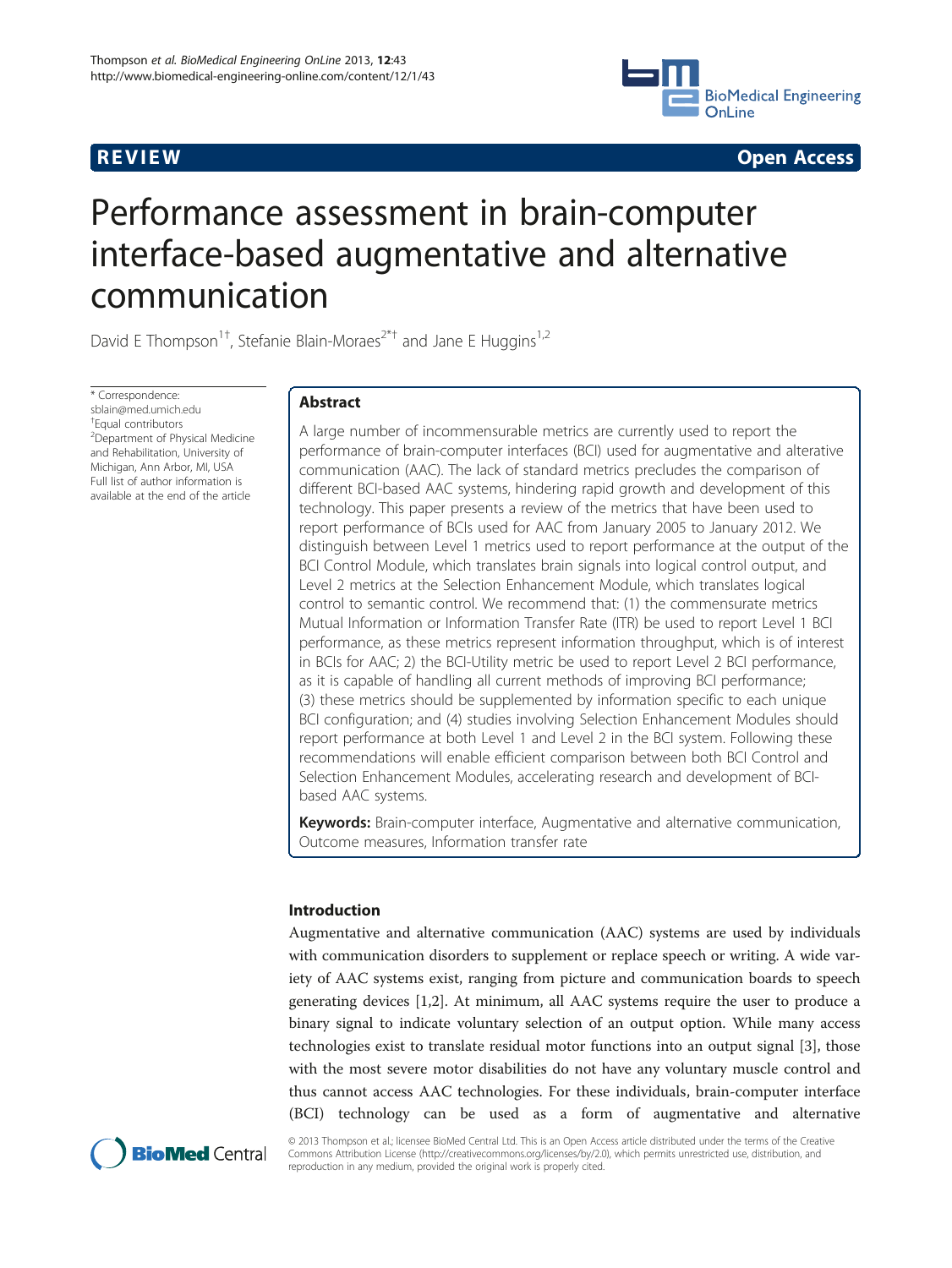REVIEW Open Access

# Performance assessment in brain-computer interface-based augmentative and alternative communication

David E Thompson[1†], Stefanie Blain-Moraes[2*†] and Jane E Huggins[1,2]

\* Correspondence: sblain@med.umich.edu
† Equal contributors
[2]Department of Physical Medicine and Rehabilitation, University of Michigan, Ann Arbor, MI, USA
Full list of author information is available at the end of the article

## Abstract

A large number of incommensurable metrics are currently used to report the performance of brain-computer interfaces (BCI) used for augmentative and alterative communication (AAC). The lack of standard metrics precludes the comparison of different BCI-based AAC systems, hindering rapid growth and development of this technology. This paper presents a review of the metrics that have been used to report performance of BCIs used for AAC from January 2005 to January 2012. We distinguish between Level 1 metrics used to report performance at the output of the BCI Control Module, which translates brain signals into logical control output, and Level 2 metrics at the Selection Enhancement Module, which translates logical control to semantic control. We recommend that: (1) the commensurate metrics Mutual Information or Information Transfer Rate (ITR) be used to report Level 1 BCI performance, as these metrics represent information throughput, which is of interest in BCIs for AAC; 2) the BCI-Utility metric be used to report Level 2 BCI performance, as it is capable of handling all current methods of improving BCI performance; (3) these metrics should be supplemented by information specific to each unique BCI configuration; and (4) studies involving Selection Enhancement Modules should report performance at both Level 1 and Level 2 in the BCI system. Following these recommendations will enable efficient comparison between both BCI Control and Selection Enhancement Modules, accelerating research and development of BCI-based AAC systems.

**Keywords:** Brain-computer interface, Augmentative and alternative communication, Outcome measures, Information transfer rate

## Introduction

Augmentative and alternative communication (AAC) systems are used by individuals with communication disorders to supplement or replace speech or writing. A wide variety of AAC systems exist, ranging from picture and communication boards to speech generating devices [1,2]. At minimum, all AAC systems require the user to produce a binary signal to indicate voluntary selection of an output option. While many access technologies exist to translate residual motor functions into an output signal [3], those with the most severe motor disabilities do not have any voluntary muscle control and thus cannot access AAC technologies. For these individuals, brain-computer interface (BCI) technology can be used as a form of augmentative and alternative

© 2013 Thompson et al.; licensee BioMed Central Ltd. This is an Open Access article distributed under the terms of the Creative Commons Attribution License (http://creativecommons.org/licenses/by/2.0), which permits unrestricted use, distribution, and reproduction in any medium, provided the original work is properly cited.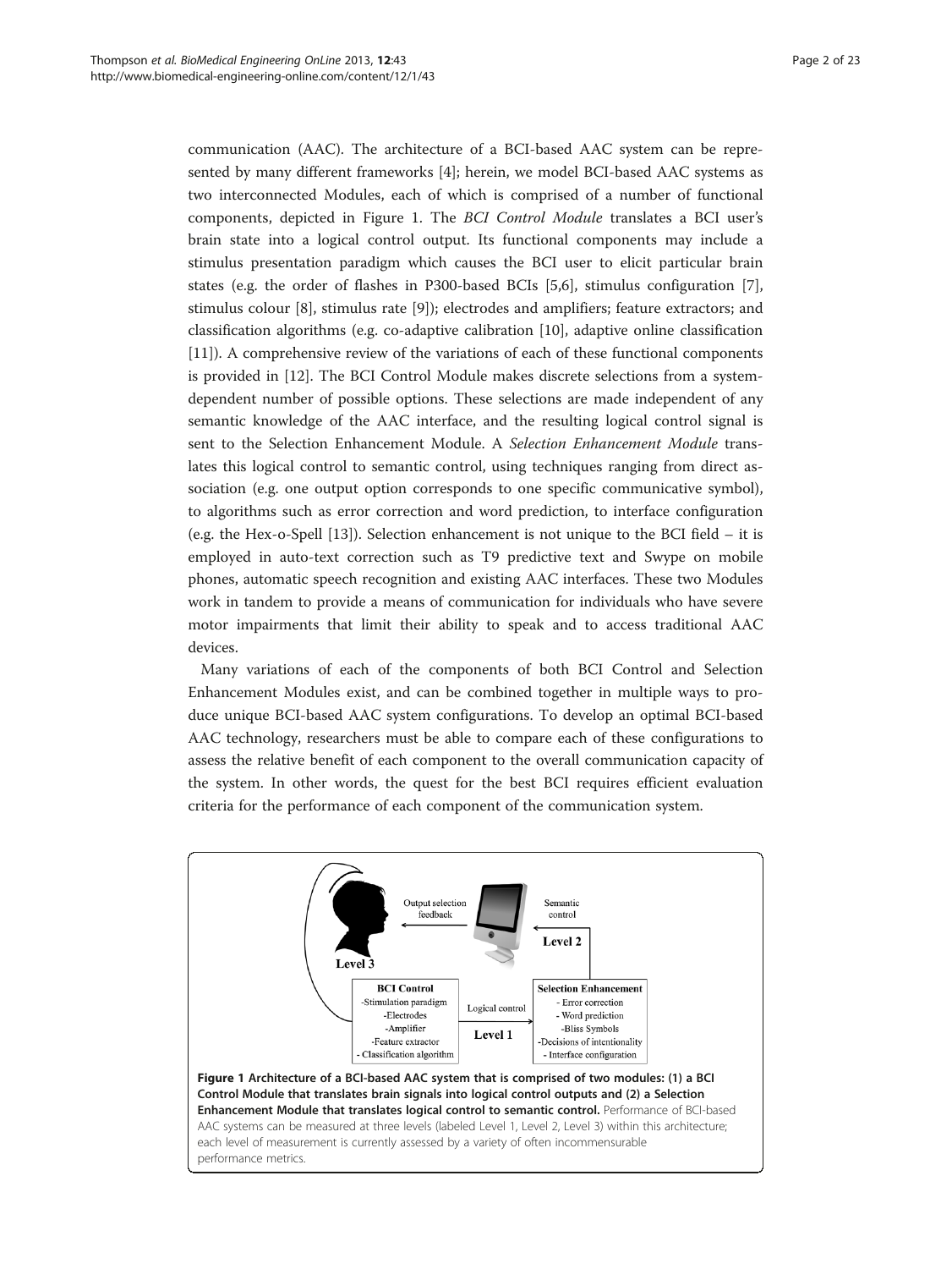communication (AAC). The architecture of a BCI-based AAC system can be represented by many different frameworks [4]; herein, we model BCI-based AAC systems as two interconnected Modules, each of which is comprised of a number of functional components, depicted in Figure 1. The *BCI Control Module* translates a BCI user's brain state into a logical control output. Its functional components may include a stimulus presentation paradigm which causes the BCI user to elicit particular brain states (e.g. the order of flashes in P300-based BCIs [5,6], stimulus configuration [7], stimulus colour [8], stimulus rate [9]); electrodes and amplifiers; feature extractors; and classification algorithms (e.g. co-adaptive calibration [10], adaptive online classification [11]). A comprehensive review of the variations of each of these functional components is provided in [12]. The BCI Control Module makes discrete selections from a system-dependent number of possible options. These selections are made independent of any semantic knowledge of the AAC interface, and the resulting logical control signal is sent to the Selection Enhancement Module. A *Selection Enhancement Module* translates this logical control to semantic control, using techniques ranging from direct association (e.g. one output option corresponds to one specific communicative symbol), to algorithms such as error correction and word prediction, to interface configuration (e.g. the Hex-o-Spell [13]). Selection enhancement is not unique to the BCI field – it is employed in auto-text correction such as T9 predictive text and Swype on mobile phones, automatic speech recognition and existing AAC interfaces. These two Modules work in tandem to provide a means of communication for individuals who have severe motor impairments that limit their ability to speak and to access traditional AAC devices.

Many variations of each of the components of both BCI Control and Selection Enhancement Modules exist, and can be combined together in multiple ways to produce unique BCI-based AAC system configurations. To develop an optimal BCI-based AAC technology, researchers must be able to compare each of these configurations to assess the relative benefit of each component to the overall communication capacity of the system. In other words, the quest for the best BCI requires efficient evaluation criteria for the performance of each component of the communication system.

**Figure 1 Architecture of a BCI-based AAC system that is comprised of two modules: (1) a BCI Control Module that translates brain signals into logical control outputs and (2) a Selection Enhancement Module that translates logical control to semantic control.** Performance of BCI-based AAC systems can be measured at three levels (labeled Level 1, Level 2, Level 3) within this architecture; each level of measurement is currently assessed by a variety of often incommensurable performance metrics.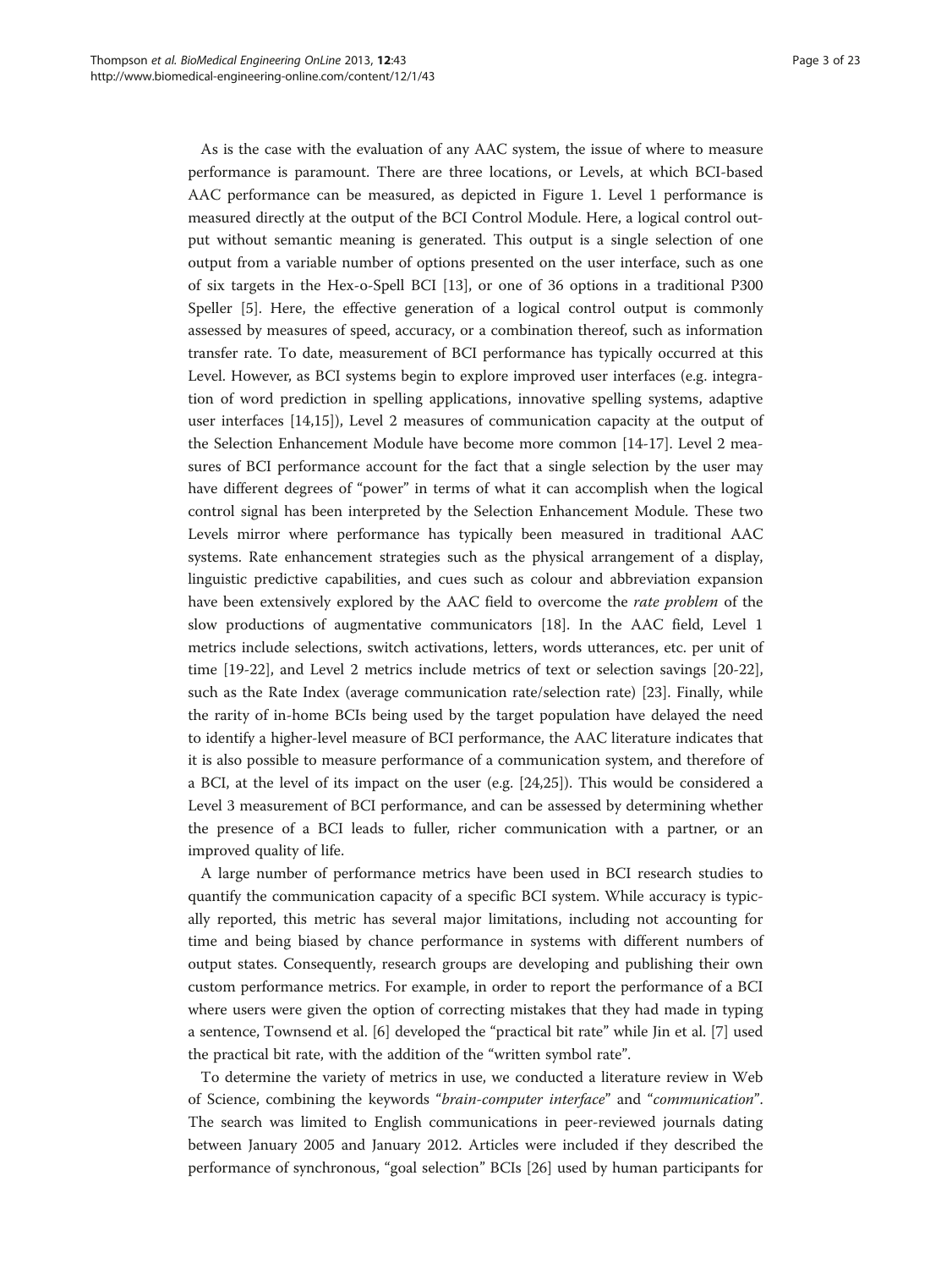As is the case with the evaluation of any AAC system, the issue of where to measure performance is paramount. There are three locations, or Levels, at which BCI-based AAC performance can be measured, as depicted in Figure 1. Level 1 performance is measured directly at the output of the BCI Control Module. Here, a logical control output without semantic meaning is generated. This output is a single selection of one output from a variable number of options presented on the user interface, such as one of six targets in the Hex-o-Spell BCI [13], or one of 36 options in a traditional P300 Speller [5]. Here, the effective generation of a logical control output is commonly assessed by measures of speed, accuracy, or a combination thereof, such as information transfer rate. To date, measurement of BCI performance has typically occurred at this Level. However, as BCI systems begin to explore improved user interfaces (e.g. integration of word prediction in spelling applications, innovative spelling systems, adaptive user interfaces [14,15]), Level 2 measures of communication capacity at the output of the Selection Enhancement Module have become more common [14-17]. Level 2 measures of BCI performance account for the fact that a single selection by the user may have different degrees of "power" in terms of what it can accomplish when the logical control signal has been interpreted by the Selection Enhancement Module. These two Levels mirror where performance has typically been measured in traditional AAC systems. Rate enhancement strategies such as the physical arrangement of a display, linguistic predictive capabilities, and cues such as colour and abbreviation expansion have been extensively explored by the AAC field to overcome the *rate problem* of the slow productions of augmentative communicators [18]. In the AAC field, Level 1 metrics include selections, switch activations, letters, words utterances, etc. per unit of time [19-22], and Level 2 metrics include metrics of text or selection savings [20-22], such as the Rate Index (average communication rate/selection rate) [23]. Finally, while the rarity of in-home BCIs being used by the target population have delayed the need to identify a higher-level measure of BCI performance, the AAC literature indicates that it is also possible to measure performance of a communication system, and therefore of a BCI, at the level of its impact on the user (e.g. [24,25]). This would be considered a Level 3 measurement of BCI performance, and can be assessed by determining whether the presence of a BCI leads to fuller, richer communication with a partner, or an improved quality of life.

A large number of performance metrics have been used in BCI research studies to quantify the communication capacity of a specific BCI system. While accuracy is typically reported, this metric has several major limitations, including not accounting for time and being biased by chance performance in systems with different numbers of output states. Consequently, research groups are developing and publishing their own custom performance metrics. For example, in order to report the performance of a BCI where users were given the option of correcting mistakes that they had made in typing a sentence, Townsend et al. [6] developed the "practical bit rate" while Jin et al. [7] used the practical bit rate, with the addition of the "written symbol rate".

To determine the variety of metrics in use, we conducted a literature review in Web of Science, combining the keywords "*brain-computer interface*" and "*communication*". The search was limited to English communications in peer-reviewed journals dating between January 2005 and January 2012. Articles were included if they described the performance of synchronous, "goal selection" BCIs [26] used by human participants for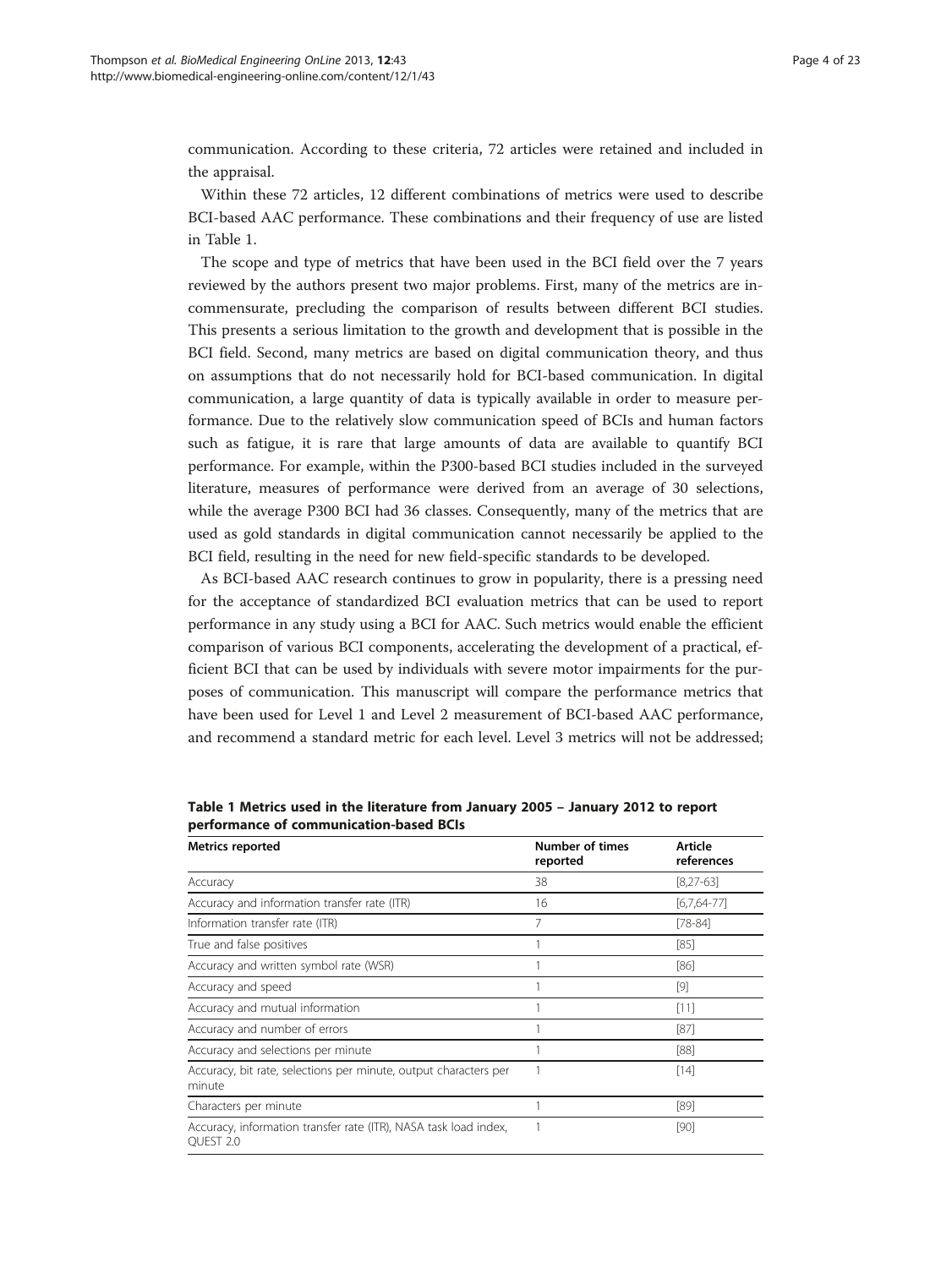communication. According to these criteria, 72 articles were retained and included in the appraisal.

Within these 72 articles, 12 different combinations of metrics were used to describe BCI-based AAC performance. These combinations and their frequency of use are listed in Table 1.

The scope and type of metrics that have been used in the BCI field over the 7 years reviewed by the authors present two major problems. First, many of the metrics are incommensurate, precluding the comparison of results between different BCI studies. This presents a serious limitation to the growth and development that is possible in the BCI field. Second, many metrics are based on digital communication theory, and thus on assumptions that do not necessarily hold for BCI-based communication. In digital communication, a large quantity of data is typically available in order to measure performance. Due to the relatively slow communication speed of BCIs and human factors such as fatigue, it is rare that large amounts of data are available to quantify BCI performance. For example, within the P300-based BCI studies included in the surveyed literature, measures of performance were derived from an average of 30 selections, while the average P300 BCI had 36 classes. Consequently, many of the metrics that are used as gold standards in digital communication cannot necessarily be applied to the BCI field, resulting in the need for new field-specific standards to be developed.

As BCI-based AAC research continues to grow in popularity, there is a pressing need for the acceptance of standardized BCI evaluation metrics that can be used to report performance in any study using a BCI for AAC. Such metrics would enable the efficient comparison of various BCI components, accelerating the development of a practical, efficient BCI that can be used by individuals with severe motor impairments for the purposes of communication. This manuscript will compare the performance metrics that have been used for Level 1 and Level 2 measurement of BCI-based AAC performance, and recommend a standard metric for each level. Level 3 metrics will not be addressed;

**Table 1 Metrics used in the literature from January 2005 – January 2012 to report performance of communication-based BCIs**

| Metrics reported | Number of times reported | Article references |
|---|---|---|
| Accuracy | 38 | [8,27-63] |
| Accuracy and information transfer rate (ITR) | 16 | [6,7,64-77] |
| Information transfer rate (ITR) | 7 | [78-84] |
| True and false positives | 1 | [85] |
| Accuracy and written symbol rate (WSR) | 1 | [86] |
| Accuracy and speed | 1 | [9] |
| Accuracy and mutual information | 1 | [11] |
| Accuracy and number of errors | 1 | [87] |
| Accuracy and selections per minute | 1 | [88] |
| Accuracy, bit rate, selections per minute, output characters per minute | 1 | [14] |
| Characters per minute | 1 | [89] |
| Accuracy, information transfer rate (ITR), NASA task load index, QUEST 2.0 | 1 | [90] |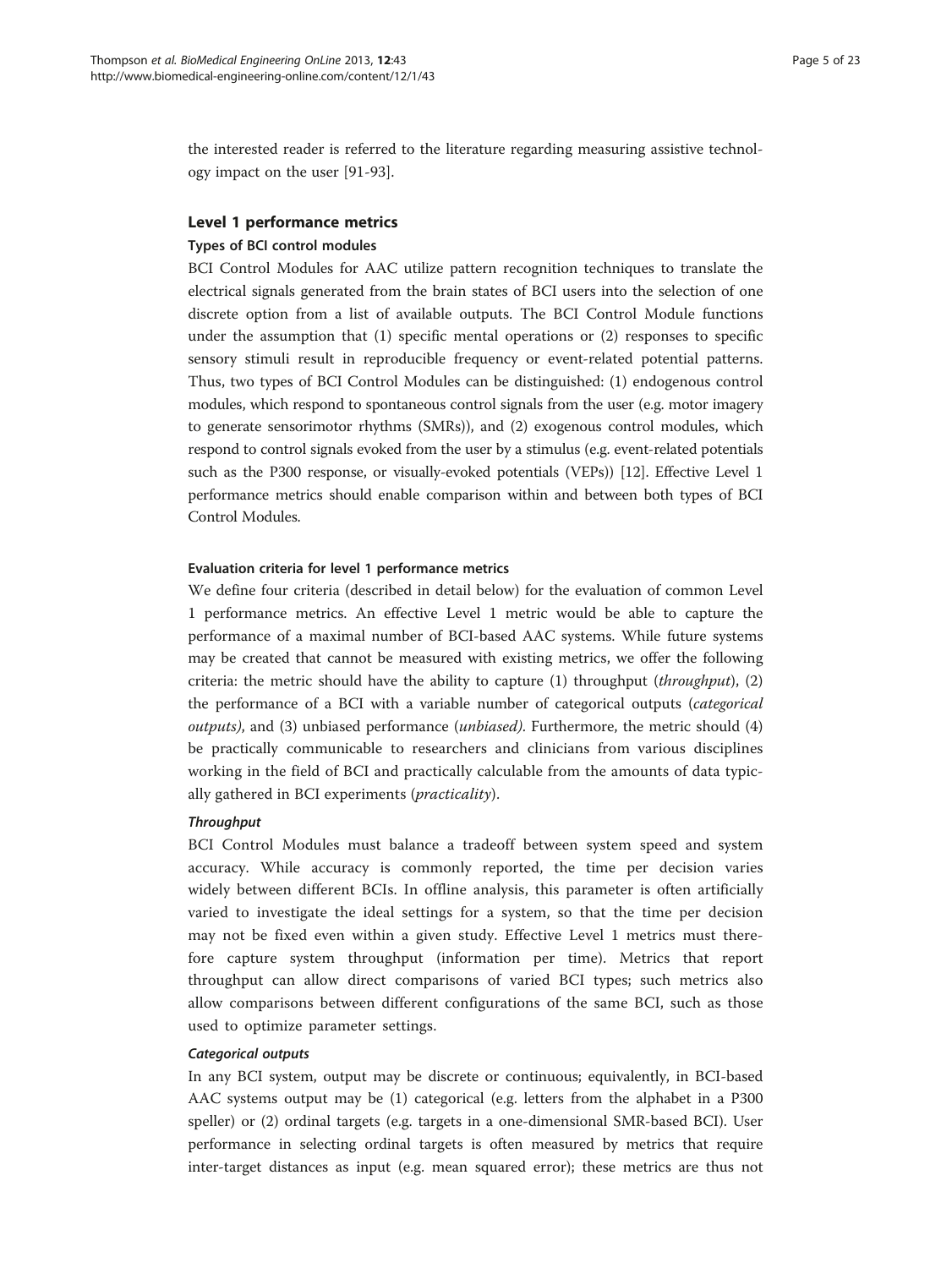the interested reader is referred to the literature regarding measuring assistive technology impact on the user [91-93].

## Level 1 performance metrics

### Types of BCI control modules

BCI Control Modules for AAC utilize pattern recognition techniques to translate the electrical signals generated from the brain states of BCI users into the selection of one discrete option from a list of available outputs. The BCI Control Module functions under the assumption that (1) specific mental operations or (2) responses to specific sensory stimuli result in reproducible frequency or event-related potential patterns. Thus, two types of BCI Control Modules can be distinguished: (1) endogenous control modules, which respond to spontaneous control signals from the user (e.g. motor imagery to generate sensorimotor rhythms (SMRs)), and (2) exogenous control modules, which respond to control signals evoked from the user by a stimulus (e.g. event-related potentials such as the P300 response, or visually-evoked potentials (VEPs)) [12]. Effective Level 1 performance metrics should enable comparison within and between both types of BCI Control Modules.

### Evaluation criteria for level 1 performance metrics

We define four criteria (described in detail below) for the evaluation of common Level 1 performance metrics. An effective Level 1 metric would be able to capture the performance of a maximal number of BCI-based AAC systems. While future systems may be created that cannot be measured with existing metrics, we offer the following criteria: the metric should have the ability to capture (1) throughput (*throughput*), (2) the performance of a BCI with a variable number of categorical outputs (*categorical outputs)*, and (3) unbiased performance (*unbiased).* Furthermore, the metric should (4) be practically communicable to researchers and clinicians from various disciplines working in the field of BCI and practically calculable from the amounts of data typically gathered in BCI experiments (*practicality*).

#### *Throughput*

BCI Control Modules must balance a tradeoff between system speed and system accuracy. While accuracy is commonly reported, the time per decision varies widely between different BCIs. In offline analysis, this parameter is often artificially varied to investigate the ideal settings for a system, so that the time per decision may not be fixed even within a given study. Effective Level 1 metrics must therefore capture system throughput (information per time). Metrics that report throughput can allow direct comparisons of varied BCI types; such metrics also allow comparisons between different configurations of the same BCI, such as those used to optimize parameter settings.

#### *Categorical outputs*

In any BCI system, output may be discrete or continuous; equivalently, in BCI-based AAC systems output may be (1) categorical (e.g. letters from the alphabet in a P300 speller) or (2) ordinal targets (e.g. targets in a one-dimensional SMR-based BCI). User performance in selecting ordinal targets is often measured by metrics that require inter-target distances as input (e.g. mean squared error); these metrics are thus not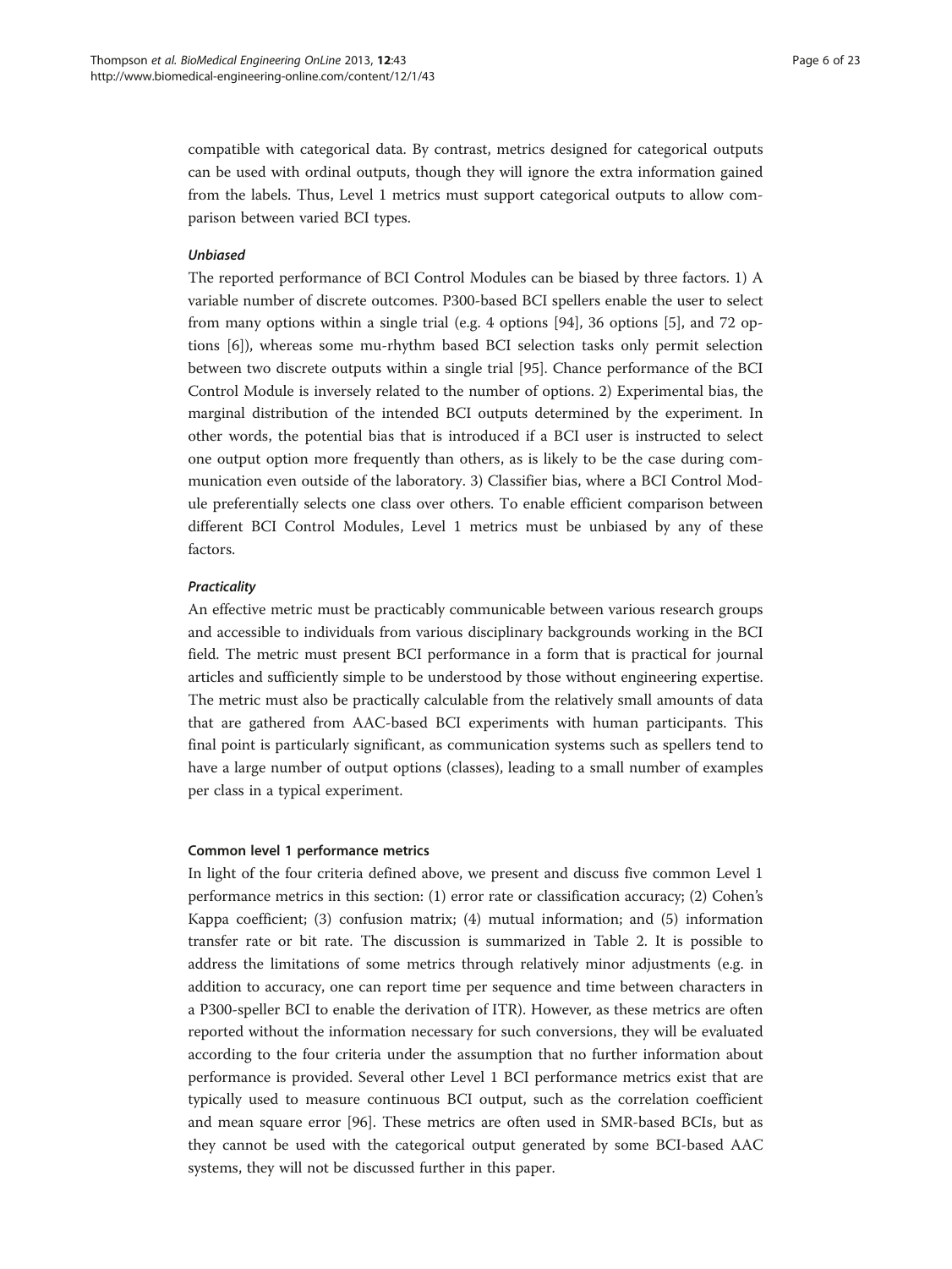compatible with categorical data. By contrast, metrics designed for categorical outputs can be used with ordinal outputs, though they will ignore the extra information gained from the labels. Thus, Level 1 metrics must support categorical outputs to allow comparison between varied BCI types.

#### *Unbiased*

The reported performance of BCI Control Modules can be biased by three factors. 1) A variable number of discrete outcomes. P300-based BCI spellers enable the user to select from many options within a single trial (e.g. 4 options [94], 36 options [5], and 72 options [6]), whereas some mu-rhythm based BCI selection tasks only permit selection between two discrete outputs within a single trial [95]. Chance performance of the BCI Control Module is inversely related to the number of options. 2) Experimental bias, the marginal distribution of the intended BCI outputs determined by the experiment. In other words, the potential bias that is introduced if a BCI user is instructed to select one output option more frequently than others, as is likely to be the case during communication even outside of the laboratory. 3) Classifier bias, where a BCI Control Module preferentially selects one class over others. To enable efficient comparison between different BCI Control Modules, Level 1 metrics must be unbiased by any of these factors.

#### *Practicality*

An effective metric must be practicably communicable between various research groups and accessible to individuals from various disciplinary backgrounds working in the BCI field. The metric must present BCI performance in a form that is practical for journal articles and sufficiently simple to be understood by those without engineering expertise. The metric must also be practically calculable from the relatively small amounts of data that are gathered from AAC-based BCI experiments with human participants. This final point is particularly significant, as communication systems such as spellers tend to have a large number of output options (classes), leading to a small number of examples per class in a typical experiment.

### Common level 1 performance metrics

In light of the four criteria defined above, we present and discuss five common Level 1 performance metrics in this section: (1) error rate or classification accuracy; (2) Cohen's Kappa coefficient; (3) confusion matrix; (4) mutual information; and (5) information transfer rate or bit rate. The discussion is summarized in Table 2. It is possible to address the limitations of some metrics through relatively minor adjustments (e.g. in addition to accuracy, one can report time per sequence and time between characters in a P300-speller BCI to enable the derivation of ITR). However, as these metrics are often reported without the information necessary for such conversions, they will be evaluated according to the four criteria under the assumption that no further information about performance is provided. Several other Level 1 BCI performance metrics exist that are typically used to measure continuous BCI output, such as the correlation coefficient and mean square error [96]. These metrics are often used in SMR-based BCIs, but as they cannot be used with the categorical output generated by some BCI-based AAC systems, they will not be discussed further in this paper.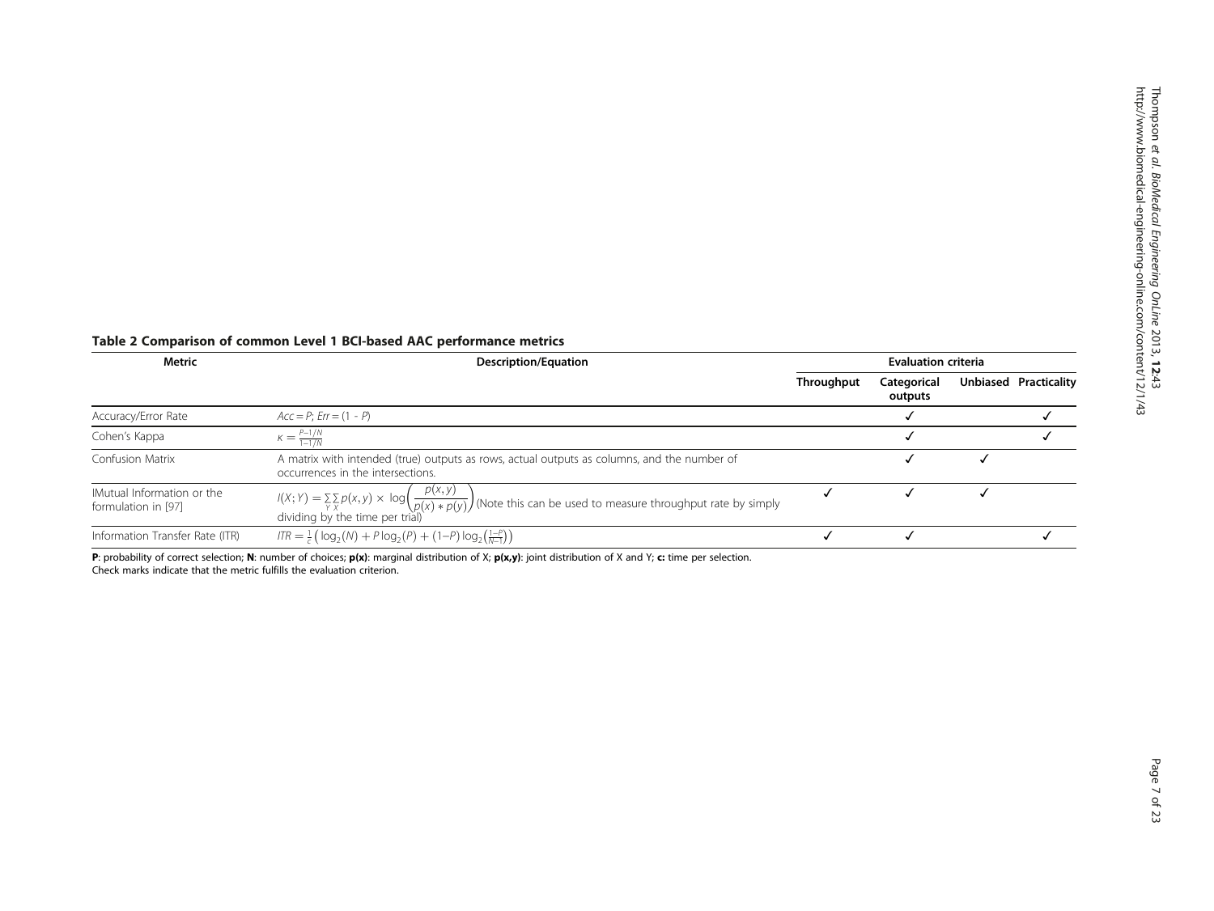**Table 2 Comparison of common Level 1 BCI-based AAC performance metrics**

| Metric | Description/Equation | Evaluation criteria | | | |
|---|---|---|---|---|---|
| | | Throughput | Categorical outputs | Unbiased | Practicality |
| Accuracy/Error Rate | $Acc = P$; $Err = (1 - P)$ | | ✓ | | ✓ |
| Cohen's Kappa | $\kappa = \frac{P-1/N}{1-1/N}$ | | ✓ | | ✓ |
| Confusion Matrix | A matrix with intended (true) outputs as rows, actual outputs as columns, and the number of occurrences in the intersections. | | ✓ | ✓ | |
| IMutual Information or the formulation in [97] | $I(X;Y) = \sum_{Y}\sum_{X} p(x,y) \times \log\left(\frac{p(x,y)}{p(x) * p(y)}\right)$ (Note this can be used to measure throughput rate by simply dividing by the time per trial) | ✓ | ✓ | ✓ | |
| Information Transfer Rate (ITR) | $ITR = \frac{1}{c}\left(\log_2(N) + P\log_2(P) + (1-P)\log_2\left(\frac{1-P}{N-1}\right)\right)$ | ✓ | ✓ | | ✓ |

**P**: probability of correct selection; **N**: number of choices; **p(x)**: marginal distribution of X; **p(x,y)**: joint distribution of X and Y; **c:** time per selection.
Check marks indicate that the metric fulfills the evaluation criterion.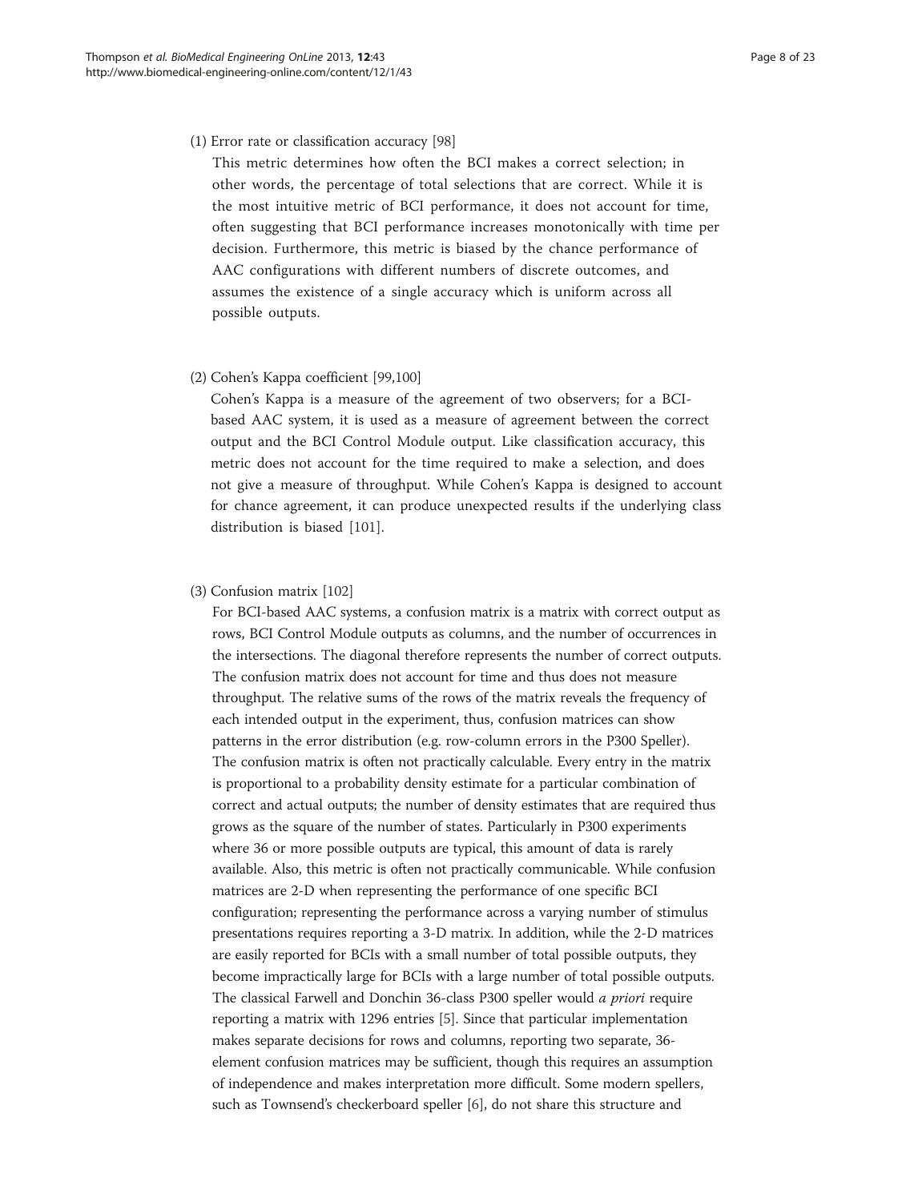(1) Error rate or classification accuracy [98]

This metric determines how often the BCI makes a correct selection; in other words, the percentage of total selections that are correct. While it is the most intuitive metric of BCI performance, it does not account for time, often suggesting that BCI performance increases monotonically with time per decision. Furthermore, this metric is biased by the chance performance of AAC configurations with different numbers of discrete outcomes, and assumes the existence of a single accuracy which is uniform across all possible outputs.

(2) Cohen's Kappa coefficient [99,100]

Cohen's Kappa is a measure of the agreement of two observers; for a BCI-based AAC system, it is used as a measure of agreement between the correct output and the BCI Control Module output. Like classification accuracy, this metric does not account for the time required to make a selection, and does not give a measure of throughput. While Cohen's Kappa is designed to account for chance agreement, it can produce unexpected results if the underlying class distribution is biased [101].

(3) Confusion matrix [102]

For BCI-based AAC systems, a confusion matrix is a matrix with correct output as rows, BCI Control Module outputs as columns, and the number of occurrences in the intersections. The diagonal therefore represents the number of correct outputs. The confusion matrix does not account for time and thus does not measure throughput. The relative sums of the rows of the matrix reveals the frequency of each intended output in the experiment, thus, confusion matrices can show patterns in the error distribution (e.g. row-column errors in the P300 Speller). The confusion matrix is often not practically calculable. Every entry in the matrix is proportional to a probability density estimate for a particular combination of correct and actual outputs; the number of density estimates that are required thus grows as the square of the number of states. Particularly in P300 experiments where 36 or more possible outputs are typical, this amount of data is rarely available. Also, this metric is often not practically communicable. While confusion matrices are 2-D when representing the performance of one specific BCI configuration; representing the performance across a varying number of stimulus presentations requires reporting a 3-D matrix. In addition, while the 2-D matrices are easily reported for BCIs with a small number of total possible outputs, they become impractically large for BCIs with a large number of total possible outputs. The classical Farwell and Donchin 36-class P300 speller would *a priori* require reporting a matrix with 1296 entries [5]. Since that particular implementation makes separate decisions for rows and columns, reporting two separate, 36-element confusion matrices may be sufficient, though this requires an assumption of independence and makes interpretation more difficult. Some modern spellers, such as Townsend's checkerboard speller [6], do not share this structure and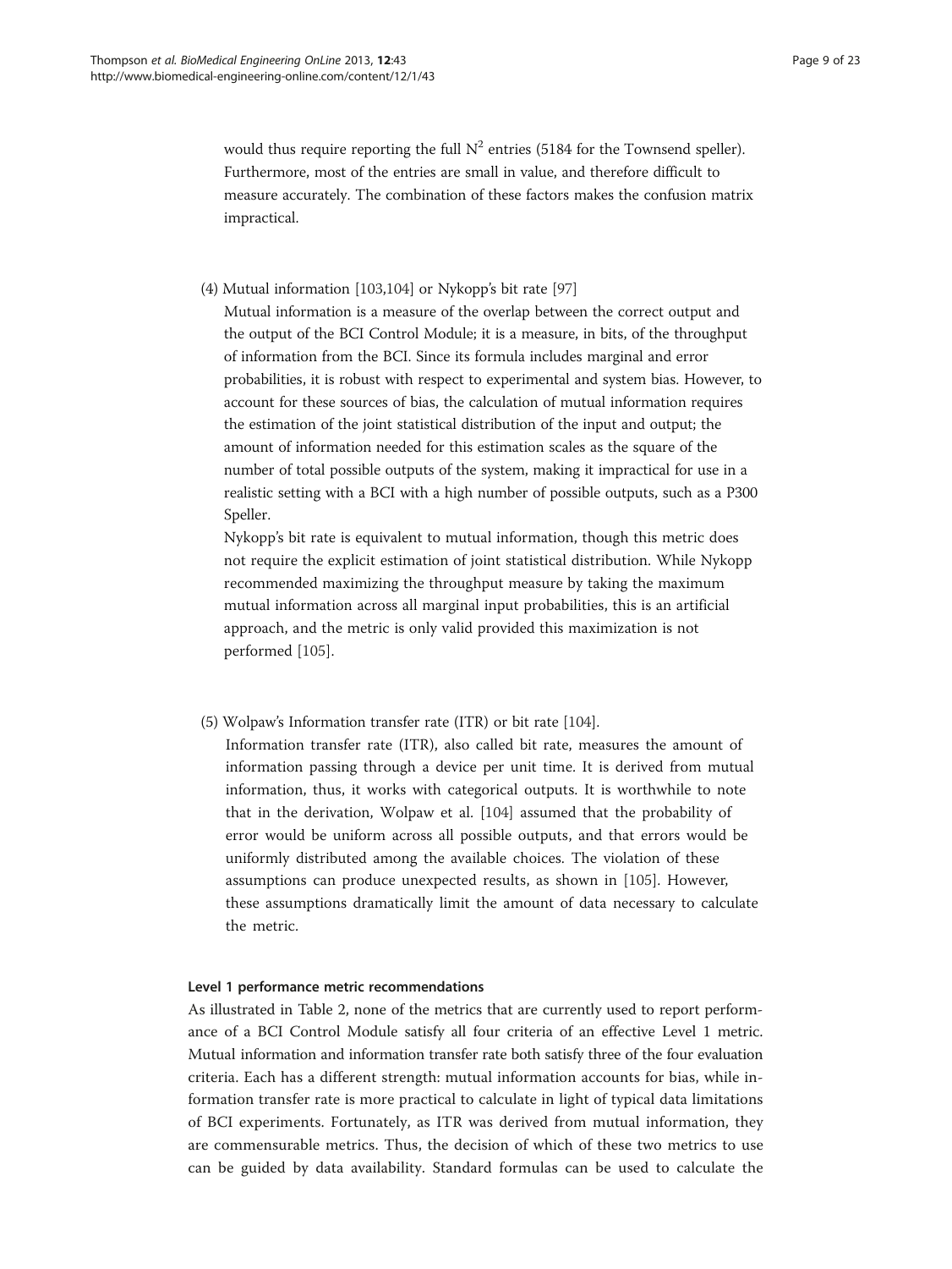would thus require reporting the full $N^2$ entries (5184 for the Townsend speller). Furthermore, most of the entries are small in value, and therefore difficult to measure accurately. The combination of these factors makes the confusion matrix impractical.

(4) Mutual information [103,104] or Nykopp's bit rate [97]

Mutual information is a measure of the overlap between the correct output and the output of the BCI Control Module; it is a measure, in bits, of the throughput of information from the BCI. Since its formula includes marginal and error probabilities, it is robust with respect to experimental and system bias. However, to account for these sources of bias, the calculation of mutual information requires the estimation of the joint statistical distribution of the input and output; the amount of information needed for this estimation scales as the square of the number of total possible outputs of the system, making it impractical for use in a realistic setting with a BCI with a high number of possible outputs, such as a P300 Speller.

Nykopp's bit rate is equivalent to mutual information, though this metric does not require the explicit estimation of joint statistical distribution. While Nykopp recommended maximizing the throughput measure by taking the maximum mutual information across all marginal input probabilities, this is an artificial approach, and the metric is only valid provided this maximization is not performed [105].

(5) Wolpaw's Information transfer rate (ITR) or bit rate [104].

Information transfer rate (ITR), also called bit rate, measures the amount of information passing through a device per unit time. It is derived from mutual information, thus, it works with categorical outputs. It is worthwhile to note that in the derivation, Wolpaw et al. [104] assumed that the probability of error would be uniform across all possible outputs, and that errors would be uniformly distributed among the available choices. The violation of these assumptions can produce unexpected results, as shown in [105]. However, these assumptions dramatically limit the amount of data necessary to calculate the metric.

#### Level 1 performance metric recommendations

As illustrated in Table 2, none of the metrics that are currently used to report performance of a BCI Control Module satisfy all four criteria of an effective Level 1 metric. Mutual information and information transfer rate both satisfy three of the four evaluation criteria. Each has a different strength: mutual information accounts for bias, while information transfer rate is more practical to calculate in light of typical data limitations of BCI experiments. Fortunately, as ITR was derived from mutual information, they are commensurable metrics. Thus, the decision of which of these two metrics to use can be guided by data availability. Standard formulas can be used to calculate the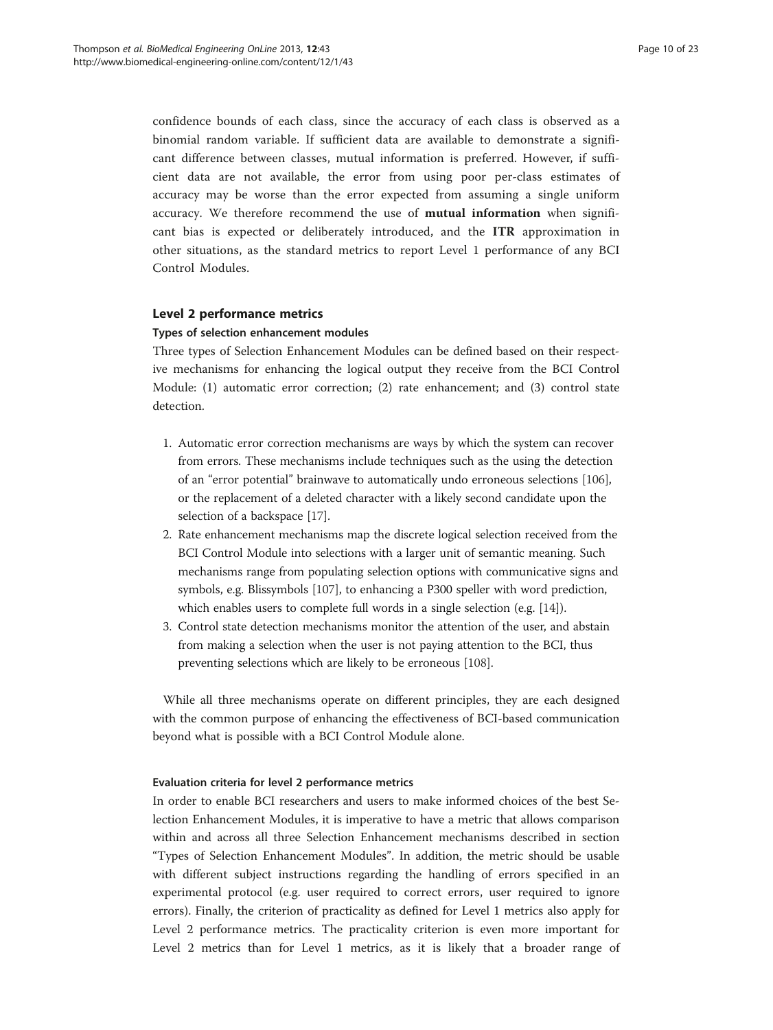confidence bounds of each class, since the accuracy of each class is observed as a binomial random variable. If sufficient data are available to demonstrate a significant difference between classes, mutual information is preferred. However, if sufficient data are not available, the error from using poor per-class estimates of accuracy may be worse than the error expected from assuming a single uniform accuracy. We therefore recommend the use of **mutual information** when significant bias is expected or deliberately introduced, and the **ITR** approximation in other situations, as the standard metrics to report Level 1 performance of any BCI Control Modules.

## Level 2 performance metrics

### Types of selection enhancement modules

Three types of Selection Enhancement Modules can be defined based on their respective mechanisms for enhancing the logical output they receive from the BCI Control Module: (1) automatic error correction; (2) rate enhancement; and (3) control state detection.

1. Automatic error correction mechanisms are ways by which the system can recover from errors. These mechanisms include techniques such as the using the detection of an "error potential" brainwave to automatically undo erroneous selections [106], or the replacement of a deleted character with a likely second candidate upon the selection of a backspace [17].
2. Rate enhancement mechanisms map the discrete logical selection received from the BCI Control Module into selections with a larger unit of semantic meaning. Such mechanisms range from populating selection options with communicative signs and symbols, e.g. Blissymbols [107], to enhancing a P300 speller with word prediction, which enables users to complete full words in a single selection (e.g. [14]).
3. Control state detection mechanisms monitor the attention of the user, and abstain from making a selection when the user is not paying attention to the BCI, thus preventing selections which are likely to be erroneous [108].

While all three mechanisms operate on different principles, they are each designed with the common purpose of enhancing the effectiveness of BCI-based communication beyond what is possible with a BCI Control Module alone.

### Evaluation criteria for level 2 performance metrics

In order to enable BCI researchers and users to make informed choices of the best Selection Enhancement Modules, it is imperative to have a metric that allows comparison within and across all three Selection Enhancement mechanisms described in section "Types of Selection Enhancement Modules". In addition, the metric should be usable with different subject instructions regarding the handling of errors specified in an experimental protocol (e.g. user required to correct errors, user required to ignore errors). Finally, the criterion of practicality as defined for Level 1 metrics also apply for Level 2 performance metrics. The practicality criterion is even more important for Level 2 metrics than for Level 1 metrics, as it is likely that a broader range of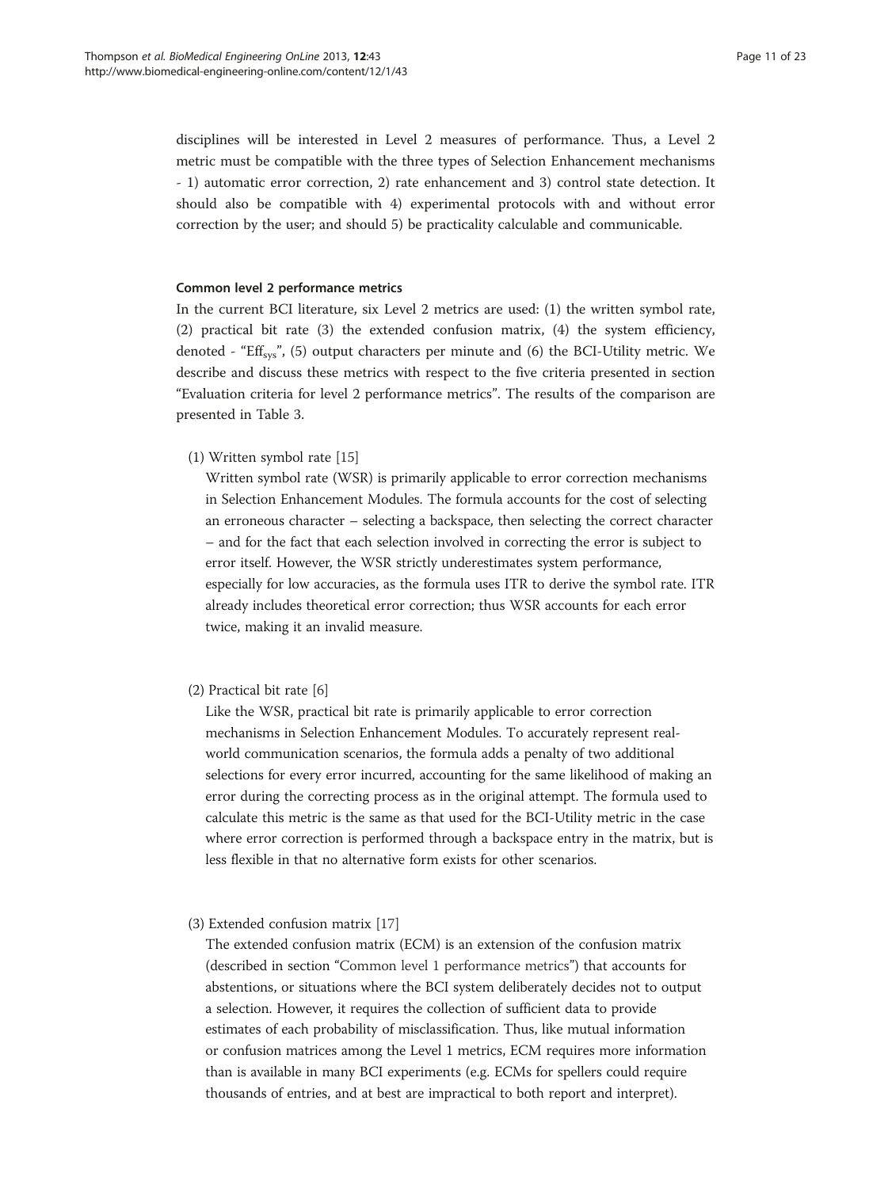disciplines will be interested in Level 2 measures of performance. Thus, a Level 2 metric must be compatible with the three types of Selection Enhancement mechanisms - 1) automatic error correction, 2) rate enhancement and 3) control state detection. It should also be compatible with 4) experimental protocols with and without error correction by the user; and should 5) be practicality calculable and communicable.

#### Common level 2 performance metrics

In the current BCI literature, six Level 2 metrics are used: (1) the written symbol rate, (2) practical bit rate (3) the extended confusion matrix, (4) the system efficiency, denoted - "$\mathrm{Eff}_{\mathrm{sys}}$", (5) output characters per minute and (6) the BCI-Utility metric. We describe and discuss these metrics with respect to the five criteria presented in section "Evaluation criteria for level 2 performance metrics". The results of the comparison are presented in Table 3.

(1) Written symbol rate [15]

Written symbol rate (WSR) is primarily applicable to error correction mechanisms in Selection Enhancement Modules. The formula accounts for the cost of selecting an erroneous character – selecting a backspace, then selecting the correct character – and for the fact that each selection involved in correcting the error is subject to error itself. However, the WSR strictly underestimates system performance, especially for low accuracies, as the formula uses ITR to derive the symbol rate. ITR already includes theoretical error correction; thus WSR accounts for each error twice, making it an invalid measure.

(2) Practical bit rate [6]

Like the WSR, practical bit rate is primarily applicable to error correction mechanisms in Selection Enhancement Modules. To accurately represent real-world communication scenarios, the formula adds a penalty of two additional selections for every error incurred, accounting for the same likelihood of making an error during the correcting process as in the original attempt. The formula used to calculate this metric is the same as that used for the BCI-Utility metric in the case where error correction is performed through a backspace entry in the matrix, but is less flexible in that no alternative form exists for other scenarios.

(3) Extended confusion matrix [17]

The extended confusion matrix (ECM) is an extension of the confusion matrix (described in section "Common level 1 performance metrics") that accounts for abstentions, or situations where the BCI system deliberately decides not to output a selection. However, it requires the collection of sufficient data to provide estimates of each probability of misclassification. Thus, like mutual information or confusion matrices among the Level 1 metrics, ECM requires more information than is available in many BCI experiments (e.g. ECMs for spellers could require thousands of entries, and at best are impractical to both report and interpret).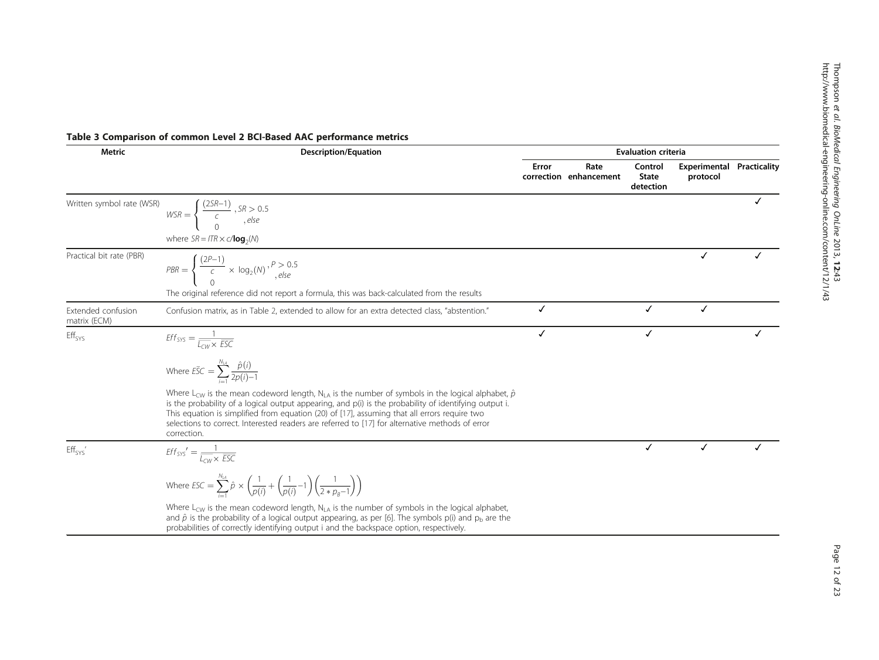**Table 3 Comparison of common Level 2 BCI-Based AAC performance metrics**

| Metric | Description/Equation | Evaluation criteria | | | | |
|---|---|---|---|---|---|---|
| | | Error correction | Rate enhancement | Control State detection | Experimental protocol | Practicality |
| Written symbol rate (WSR) | $WSR = \begin{cases} \frac{(2SR-1)}{c}, & SR > 0.5 \\ 0, & else \end{cases}$ where $SR = ITR \times c/\mathbf{log}_2(N)$ | | | | | ✓ |
| Practical bit rate (PBR) | $PBR = \begin{cases} \frac{(2P-1)}{c} \times \log_2(N), & P > 0.5 \\ 0, & else \end{cases}$ The original reference did not report a formula, this was back-calculated from the results | | | | ✓ | ✓ |
| Extended confusion matrix (ECM) | Confusion matrix, as in Table 2, extended to allow for an extra detected class, "abstention." | ✓ | | ✓ | ✓ | |
| $Eff_{SYS}$ | $Eff_{SYS} = \frac{1}{\overline{L_{CW}} \times \bar{ESC}}$ Where $\bar{ESC} = \sum_{i=1}^{N_{LA}} \frac{\hat{p}(i)}{2p(i)-1}$ Where $L_{CW}$ is the mean codeword length, $N_{LA}$ is the number of symbols in the logical alphabet, $\hat{p}$ is the probability of a logical output appearing, and p(i) is the probability of identifying output i. This equation is simplified from equation (20) of [17], assuming that all errors require two selections to correct. Interested readers are referred to [17] for alternative methods of error correction. | ✓ | | ✓ | | ✓ |
| $Eff_{SYS}'$ | $Eff_{SYS}' = \frac{1}{\overline{L_{CW}} \times \bar{ESC}}$ Where $ESC = \sum_{i=1}^{N_{LA}} \hat{p} \times \left(\frac{1}{p(i)} + \left(\frac{1}{p(i)}-1\right)\left(\frac{1}{2 * p_B-1}\right)\right)$ Where $L_{CW}$ is the mean codeword length, $N_{LA}$ is the number of symbols in the logical alphabet, and $\hat{p}$ is the probability of a logical output appearing, as per [6]. The symbols p(i) and $p_b$ are the probabilities of correctly identifying output i and the backspace option, respectively. | | | ✓ | ✓ | ✓ |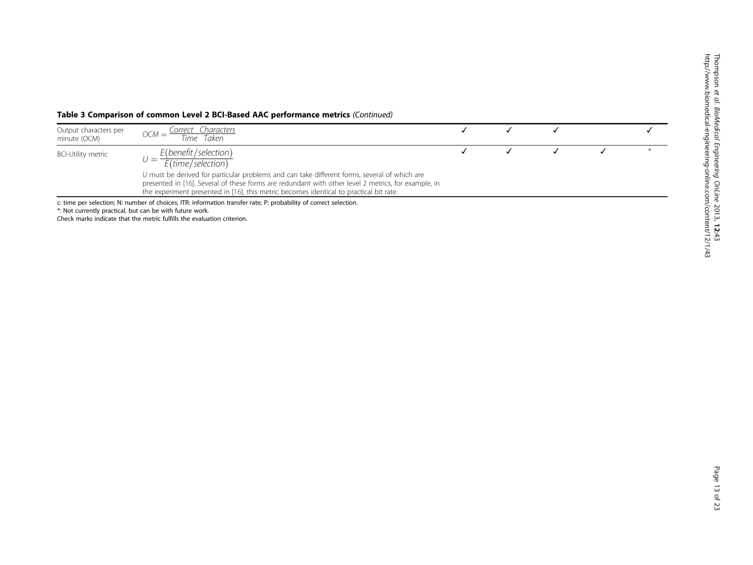**Table 3 Comparison of common Level 2 BCI-Based AAC performance metrics** *(Continued)*

| | | | | | | |
|---|---|---|---|---|---|---|
| Output characters per minute (OCM) | $OCM = \frac{Correct \quad Characters}{Time \quad Taken}$ | ✓ | ✓ | ✓ | | ✓ |
| BCI-Utility metric | $U = \frac{E(benefit/selection)}{E(time/selection)}$ <br> *U* must be derived for particular problems and can take different forms, several of which are presented in [16]. Several of these forms are redundant with other level 2 metrics, for example, in the experiment presented in [16], this metric becomes identical to practical bit rate. | ✓ | ✓ | ✓ | ✓ | * |

c: time per selection; N: number of choices; ITR: information transfer rate; P: probability of correct selection.

*: Not currently practical, but can be with future work.

Check marks indicate that the metric fulfills the evaluation criterion.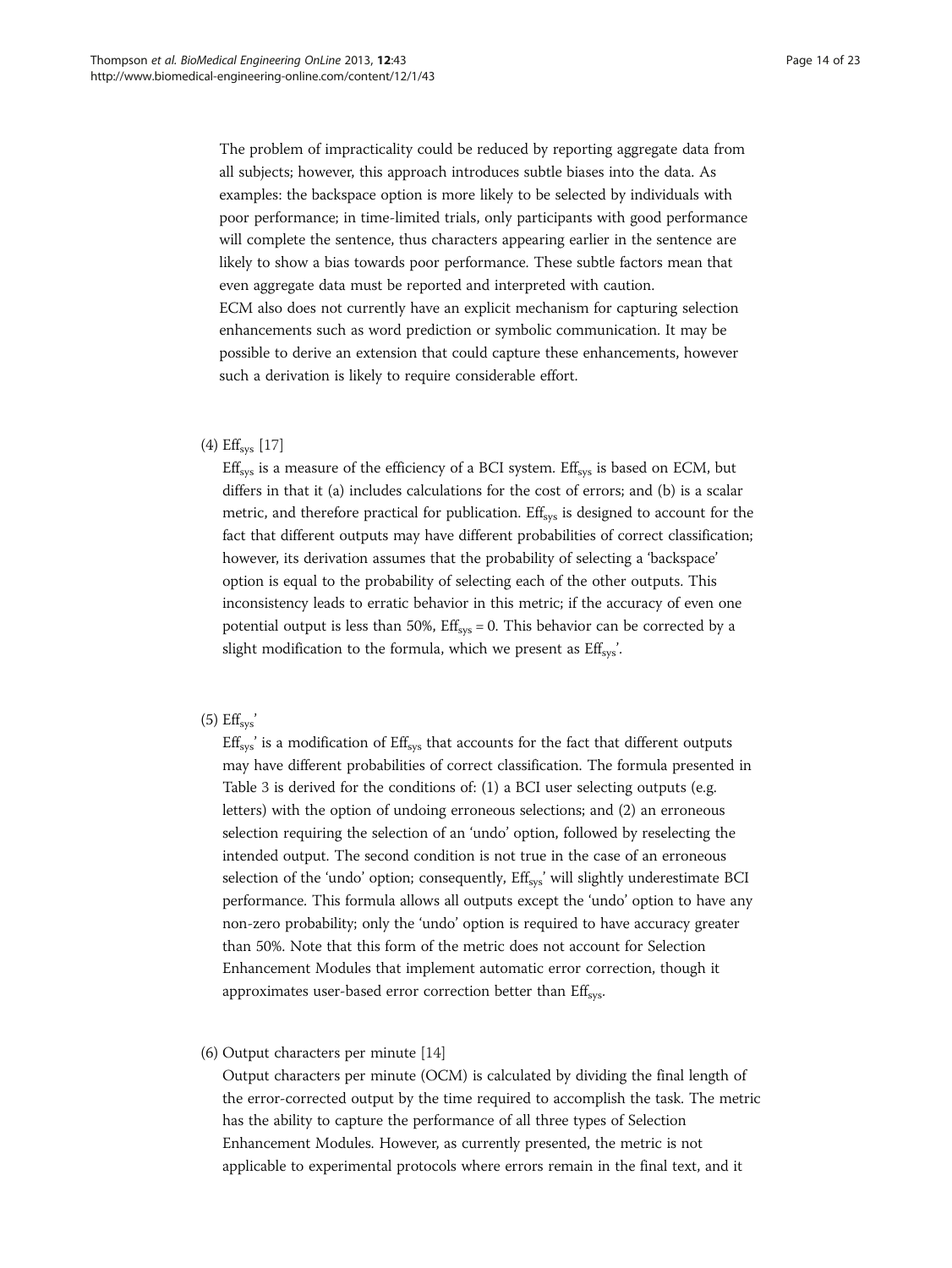The problem of impracticality could be reduced by reporting aggregate data from all subjects; however, this approach introduces subtle biases into the data. As examples: the backspace option is more likely to be selected by individuals with poor performance; in time-limited trials, only participants with good performance will complete the sentence, thus characters appearing earlier in the sentence are likely to show a bias towards poor performance. These subtle factors mean that even aggregate data must be reported and interpreted with caution.

ECM also does not currently have an explicit mechanism for capturing selection enhancements such as word prediction or symbolic communication. It may be possible to derive an extension that could capture these enhancements, however such a derivation is likely to require considerable effort.

(4) $\text{Eff}_{sys}$ [17]

$\text{Eff}_{sys}$ is a measure of the efficiency of a BCI system. $\text{Eff}_{sys}$ is based on ECM, but differs in that it (a) includes calculations for the cost of errors; and (b) is a scalar metric, and therefore practical for publication. $\text{Eff}_{sys}$ is designed to account for the fact that different outputs may have different probabilities of correct classification; however, its derivation assumes that the probability of selecting a 'backspace' option is equal to the probability of selecting each of the other outputs. This inconsistency leads to erratic behavior in this metric; if the accuracy of even one potential output is less than 50%, $\text{Eff}_{sys} = 0$. This behavior can be corrected by a slight modification to the formula, which we present as $\text{Eff}_{sys}$'.

(5) $\text{Eff}_{sys}$'

$\text{Eff}_{sys}$' is a modification of $\text{Eff}_{sys}$ that accounts for the fact that different outputs may have different probabilities of correct classification. The formula presented in Table 3 is derived for the conditions of: (1) a BCI user selecting outputs (e.g. letters) with the option of undoing erroneous selections; and (2) an erroneous selection requiring the selection of an 'undo' option, followed by reselecting the intended output. The second condition is not true in the case of an erroneous selection of the 'undo' option; consequently, $\text{Eff}_{sys}$' will slightly underestimate BCI performance. This formula allows all outputs except the 'undo' option to have any non-zero probability; only the 'undo' option is required to have accuracy greater than 50%. Note that this form of the metric does not account for Selection Enhancement Modules that implement automatic error correction, though it approximates user-based error correction better than $\text{Eff}_{sys}$.

(6) Output characters per minute [14]

Output characters per minute (OCM) is calculated by dividing the final length of the error-corrected output by the time required to accomplish the task. The metric has the ability to capture the performance of all three types of Selection Enhancement Modules. However, as currently presented, the metric is not applicable to experimental protocols where errors remain in the final text, and it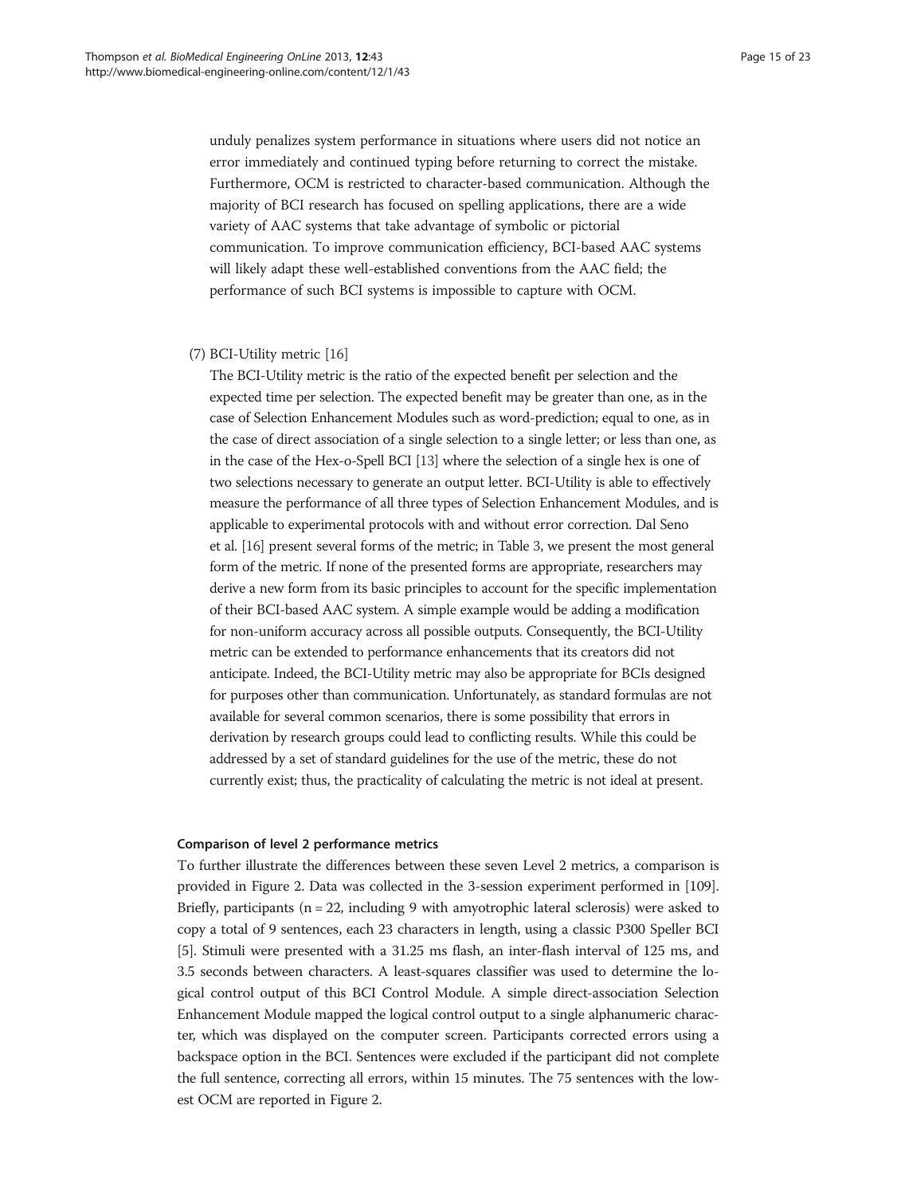unduly penalizes system performance in situations where users did not notice an error immediately and continued typing before returning to correct the mistake. Furthermore, OCM is restricted to character-based communication. Although the majority of BCI research has focused on spelling applications, there are a wide variety of AAC systems that take advantage of symbolic or pictorial communication. To improve communication efficiency, BCI-based AAC systems will likely adapt these well-established conventions from the AAC field; the performance of such BCI systems is impossible to capture with OCM.

(7) BCI-Utility metric [16]

The BCI-Utility metric is the ratio of the expected benefit per selection and the expected time per selection. The expected benefit may be greater than one, as in the case of Selection Enhancement Modules such as word-prediction; equal to one, as in the case of direct association of a single selection to a single letter; or less than one, as in the case of the Hex-o-Spell BCI [13] where the selection of a single hex is one of two selections necessary to generate an output letter. BCI-Utility is able to effectively measure the performance of all three types of Selection Enhancement Modules, and is applicable to experimental protocols with and without error correction. Dal Seno et al. [16] present several forms of the metric; in Table 3, we present the most general form of the metric. If none of the presented forms are appropriate, researchers may derive a new form from its basic principles to account for the specific implementation of their BCI-based AAC system. A simple example would be adding a modification for non-uniform accuracy across all possible outputs. Consequently, the BCI-Utility metric can be extended to performance enhancements that its creators did not anticipate. Indeed, the BCI-Utility metric may also be appropriate for BCIs designed for purposes other than communication. Unfortunately, as standard formulas are not available for several common scenarios, there is some possibility that errors in derivation by research groups could lead to conflicting results. While this could be addressed by a set of standard guidelines for the use of the metric, these do not currently exist; thus, the practicality of calculating the metric is not ideal at present.

#### Comparison of level 2 performance metrics

To further illustrate the differences between these seven Level 2 metrics, a comparison is provided in Figure 2. Data was collected in the 3-session experiment performed in [109]. Briefly, participants (n = 22, including 9 with amyotrophic lateral sclerosis) were asked to copy a total of 9 sentences, each 23 characters in length, using a classic P300 Speller BCI [5]. Stimuli were presented with a 31.25 ms flash, an inter-flash interval of 125 ms, and 3.5 seconds between characters. A least-squares classifier was used to determine the logical control output of this BCI Control Module. A simple direct-association Selection Enhancement Module mapped the logical control output to a single alphanumeric character, which was displayed on the computer screen. Participants corrected errors using a backspace option in the BCI. Sentences were excluded if the participant did not complete the full sentence, correcting all errors, within 15 minutes. The 75 sentences with the lowest OCM are reported in Figure 2.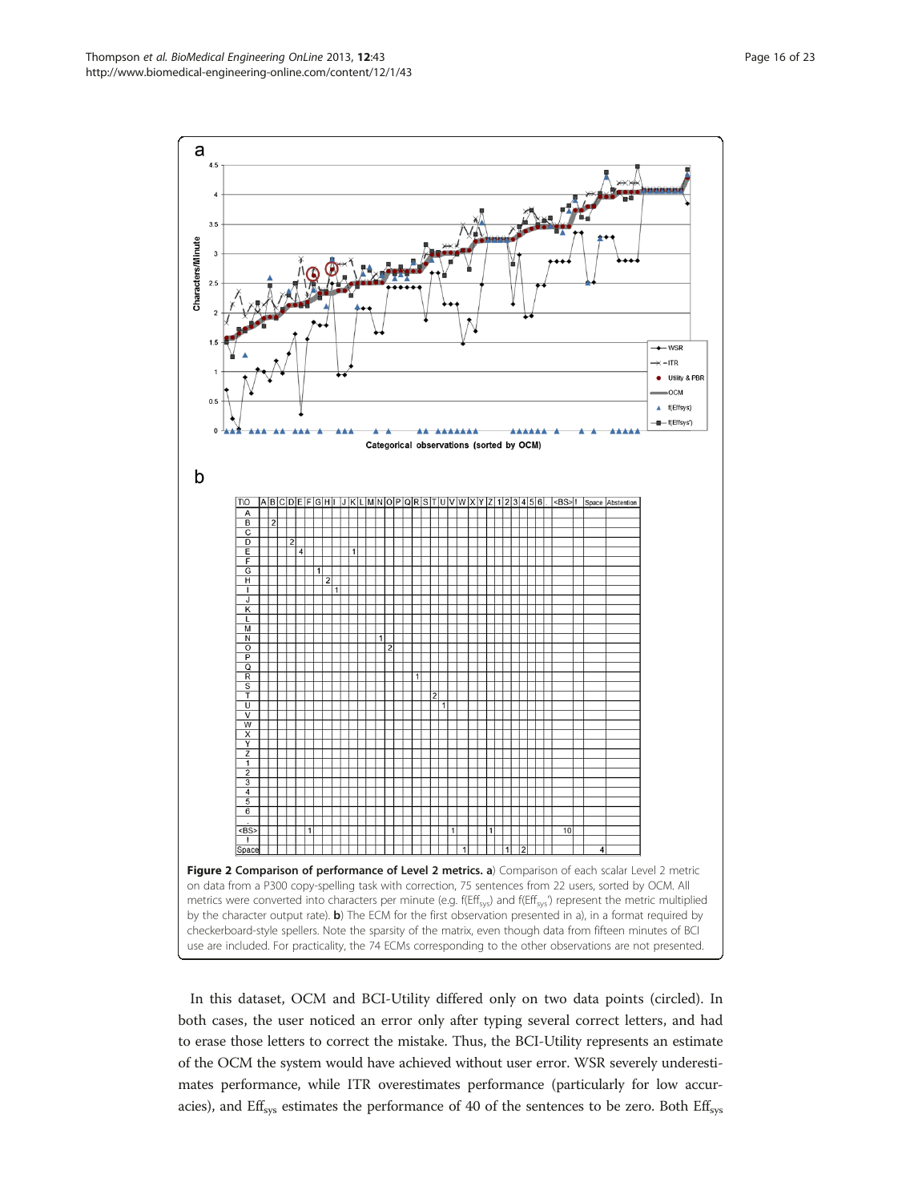**Figure 2 Comparison of performance of Level 2 metrics. a**) Comparison of each scalar Level 2 metric on data from a P300 copy-spelling task with correction, 75 sentences from 22 users, sorted by OCM. All metrics were converted into characters per minute (e.g. f($Eff_{sys}$) and f($Eff_{sys}'$) represent the metric multiplied by the character output rate). **b**) The ECM for the first observation presented in a), in a format required by checkerboard-style spellers. Note the sparsity of the matrix, even though data from fifteen minutes of BCI use are included. For practicality, the 74 ECMs corresponding to the other observations are not presented.

In this dataset, OCM and BCI-Utility differed only on two data points (circled). In both cases, the user noticed an error only after typing several correct letters, and had to erase those letters to correct the mistake. Thus, the BCI-Utility represents an estimate of the OCM the system would have achieved without user error. WSR severely underestimates performance, while ITR overestimates performance (particularly for low accuracies), and $Eff_{sys}$ estimates the performance of 40 of the sentences to be zero. Both $Eff_{sys}$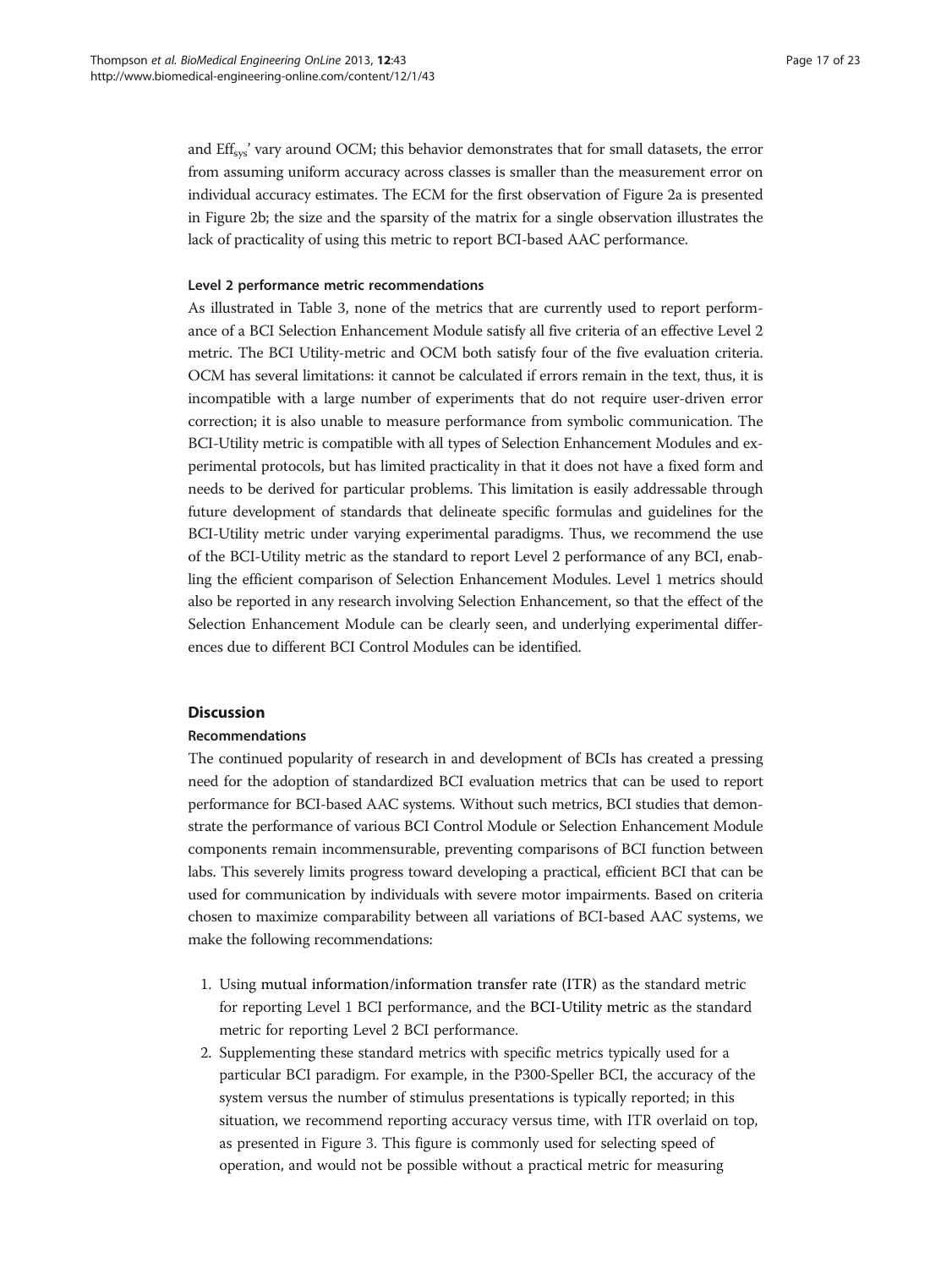and $Eff_{sys}$' vary around OCM; this behavior demonstrates that for small datasets, the error from assuming uniform accuracy across classes is smaller than the measurement error on individual accuracy estimates. The ECM for the first observation of Figure 2a is presented in Figure 2b; the size and the sparsity of the matrix for a single observation illustrates the lack of practicality of using this metric to report BCI-based AAC performance.

### Level 2 performance metric recommendations

As illustrated in Table 3, none of the metrics that are currently used to report performance of a BCI Selection Enhancement Module satisfy all five criteria of an effective Level 2 metric. The BCI Utility-metric and OCM both satisfy four of the five evaluation criteria. OCM has several limitations: it cannot be calculated if errors remain in the text, thus, it is incompatible with a large number of experiments that do not require user-driven error correction; it is also unable to measure performance from symbolic communication. The BCI-Utility metric is compatible with all types of Selection Enhancement Modules and experimental protocols, but has limited practicality in that it does not have a fixed form and needs to be derived for particular problems. This limitation is easily addressable through future development of standards that delineate specific formulas and guidelines for the BCI-Utility metric under varying experimental paradigms. Thus, we recommend the use of the BCI-Utility metric as the standard to report Level 2 performance of any BCI, enabling the efficient comparison of Selection Enhancement Modules. Level 1 metrics should also be reported in any research involving Selection Enhancement, so that the effect of the Selection Enhancement Module can be clearly seen, and underlying experimental differences due to different BCI Control Modules can be identified.

## Discussion

### Recommendations

The continued popularity of research in and development of BCIs has created a pressing need for the adoption of standardized BCI evaluation metrics that can be used to report performance for BCI-based AAC systems. Without such metrics, BCI studies that demonstrate the performance of various BCI Control Module or Selection Enhancement Module components remain incommensurable, preventing comparisons of BCI function between labs. This severely limits progress toward developing a practical, efficient BCI that can be used for communication by individuals with severe motor impairments. Based on criteria chosen to maximize comparability between all variations of BCI-based AAC systems, we make the following recommendations:

1. Using mutual information/information transfer rate (ITR) as the standard metric for reporting Level 1 BCI performance, and the BCI-Utility metric as the standard metric for reporting Level 2 BCI performance.
2. Supplementing these standard metrics with specific metrics typically used for a particular BCI paradigm. For example, in the P300-Speller BCI, the accuracy of the system versus the number of stimulus presentations is typically reported; in this situation, we recommend reporting accuracy versus time, with ITR overlaid on top, as presented in Figure 3. This figure is commonly used for selecting speed of operation, and would not be possible without a practical metric for measuring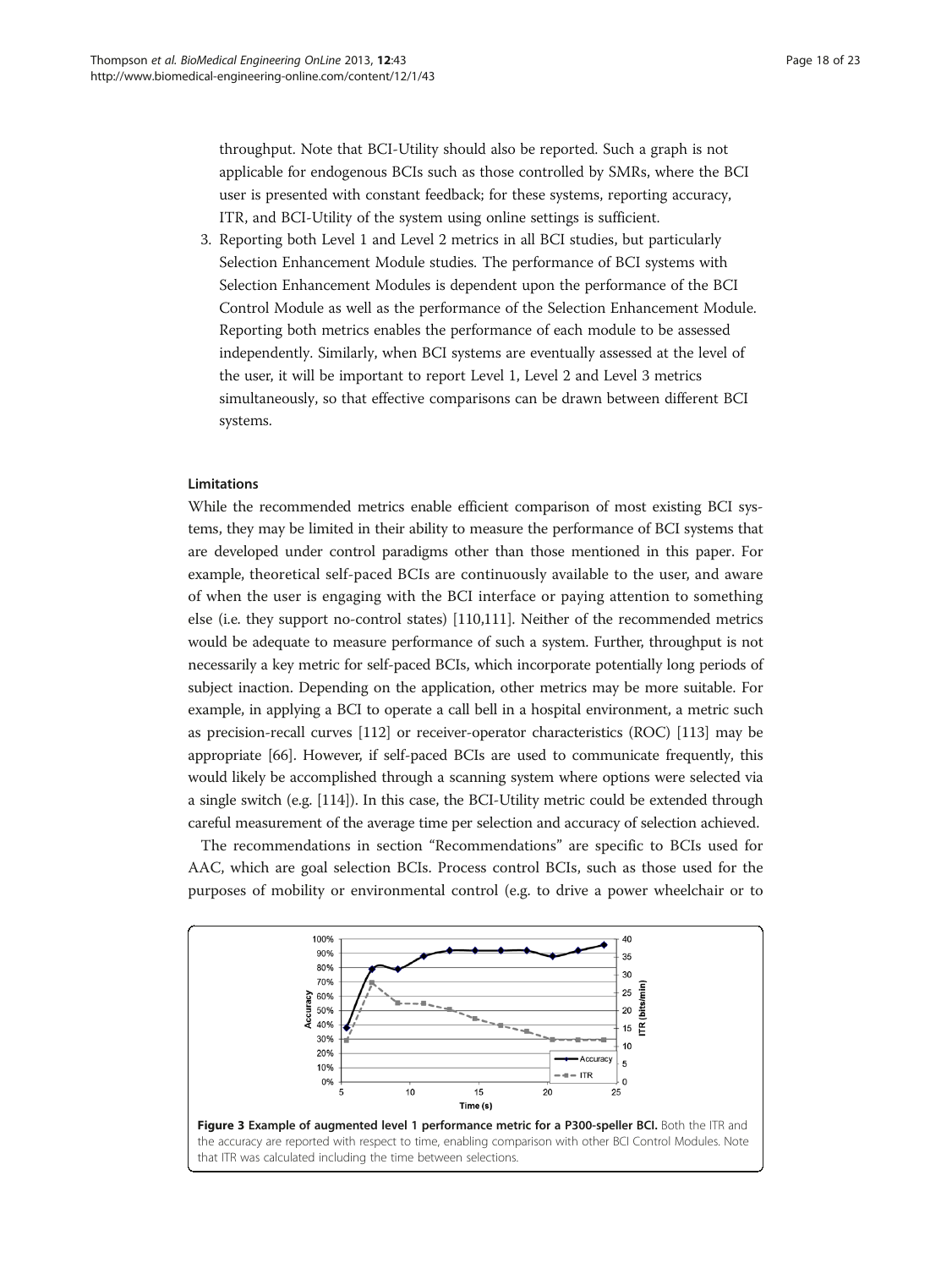throughput. Note that BCI-Utility should also be reported. Such a graph is not applicable for endogenous BCIs such as those controlled by SMRs, where the BCI user is presented with constant feedback; for these systems, reporting accuracy, ITR, and BCI-Utility of the system using online settings is sufficient.

3. Reporting both Level 1 and Level 2 metrics in all BCI studies, but particularly Selection Enhancement Module studies. The performance of BCI systems with Selection Enhancement Modules is dependent upon the performance of the BCI Control Module as well as the performance of the Selection Enhancement Module. Reporting both metrics enables the performance of each module to be assessed independently. Similarly, when BCI systems are eventually assessed at the level of the user, it will be important to report Level 1, Level 2 and Level 3 metrics simultaneously, so that effective comparisons can be drawn between different BCI systems.

#### Limitations

While the recommended metrics enable efficient comparison of most existing BCI systems, they may be limited in their ability to measure the performance of BCI systems that are developed under control paradigms other than those mentioned in this paper. For example, theoretical self-paced BCIs are continuously available to the user, and aware of when the user is engaging with the BCI interface or paying attention to something else (i.e. they support no-control states) [110,111]. Neither of the recommended metrics would be adequate to measure performance of such a system. Further, throughput is not necessarily a key metric for self-paced BCIs, which incorporate potentially long periods of subject inaction. Depending on the application, other metrics may be more suitable. For example, in applying a BCI to operate a call bell in a hospital environment, a metric such as precision-recall curves [112] or receiver-operator characteristics (ROC) [113] may be appropriate [66]. However, if self-paced BCIs are used to communicate frequently, this would likely be accomplished through a scanning system where options were selected via a single switch (e.g. [114]). In this case, the BCI-Utility metric could be extended through careful measurement of the average time per selection and accuracy of selection achieved.

The recommendations in section "Recommendations" are specific to BCIs used for AAC, which are goal selection BCIs. Process control BCIs, such as those used for the purposes of mobility or environmental control (e.g. to drive a power wheelchair or to

**Figure 3 Example of augmented level 1 performance metric for a P300-speller BCI.** Both the ITR and the accuracy are reported with respect to time, enabling comparison with other BCI Control Modules. Note that ITR was calculated including the time between selections.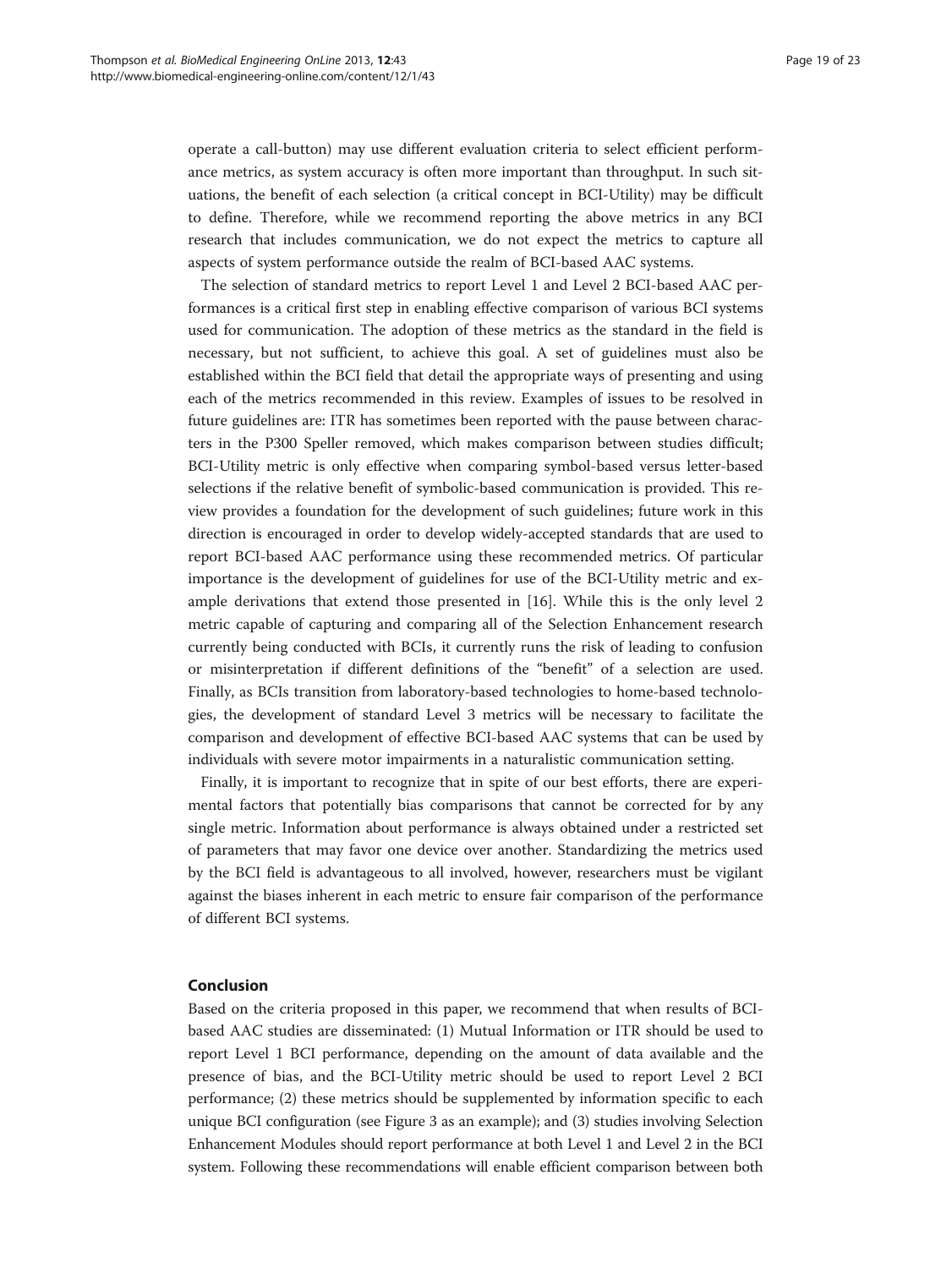operate a call-button) may use different evaluation criteria to select efficient performance metrics, as system accuracy is often more important than throughput. In such situations, the benefit of each selection (a critical concept in BCI-Utility) may be difficult to define. Therefore, while we recommend reporting the above metrics in any BCI research that includes communication, we do not expect the metrics to capture all aspects of system performance outside the realm of BCI-based AAC systems.

The selection of standard metrics to report Level 1 and Level 2 BCI-based AAC performances is a critical first step in enabling effective comparison of various BCI systems used for communication. The adoption of these metrics as the standard in the field is necessary, but not sufficient, to achieve this goal. A set of guidelines must also be established within the BCI field that detail the appropriate ways of presenting and using each of the metrics recommended in this review. Examples of issues to be resolved in future guidelines are: ITR has sometimes been reported with the pause between characters in the P300 Speller removed, which makes comparison between studies difficult; BCI-Utility metric is only effective when comparing symbol-based versus letter-based selections if the relative benefit of symbolic-based communication is provided. This review provides a foundation for the development of such guidelines; future work in this direction is encouraged in order to develop widely-accepted standards that are used to report BCI-based AAC performance using these recommended metrics. Of particular importance is the development of guidelines for use of the BCI-Utility metric and example derivations that extend those presented in [16]. While this is the only level 2 metric capable of capturing and comparing all of the Selection Enhancement research currently being conducted with BCIs, it currently runs the risk of leading to confusion or misinterpretation if different definitions of the "benefit" of a selection are used. Finally, as BCIs transition from laboratory-based technologies to home-based technologies, the development of standard Level 3 metrics will be necessary to facilitate the comparison and development of effective BCI-based AAC systems that can be used by individuals with severe motor impairments in a naturalistic communication setting.

Finally, it is important to recognize that in spite of our best efforts, there are experimental factors that potentially bias comparisons that cannot be corrected for by any single metric. Information about performance is always obtained under a restricted set of parameters that may favor one device over another. Standardizing the metrics used by the BCI field is advantageous to all involved, however, researchers must be vigilant against the biases inherent in each metric to ensure fair comparison of the performance of different BCI systems.

## Conclusion

Based on the criteria proposed in this paper, we recommend that when results of BCI-based AAC studies are disseminated: (1) Mutual Information or ITR should be used to report Level 1 BCI performance, depending on the amount of data available and the presence of bias, and the BCI-Utility metric should be used to report Level 2 BCI performance; (2) these metrics should be supplemented by information specific to each unique BCI configuration (see Figure 3 as an example); and (3) studies involving Selection Enhancement Modules should report performance at both Level 1 and Level 2 in the BCI system. Following these recommendations will enable efficient comparison between both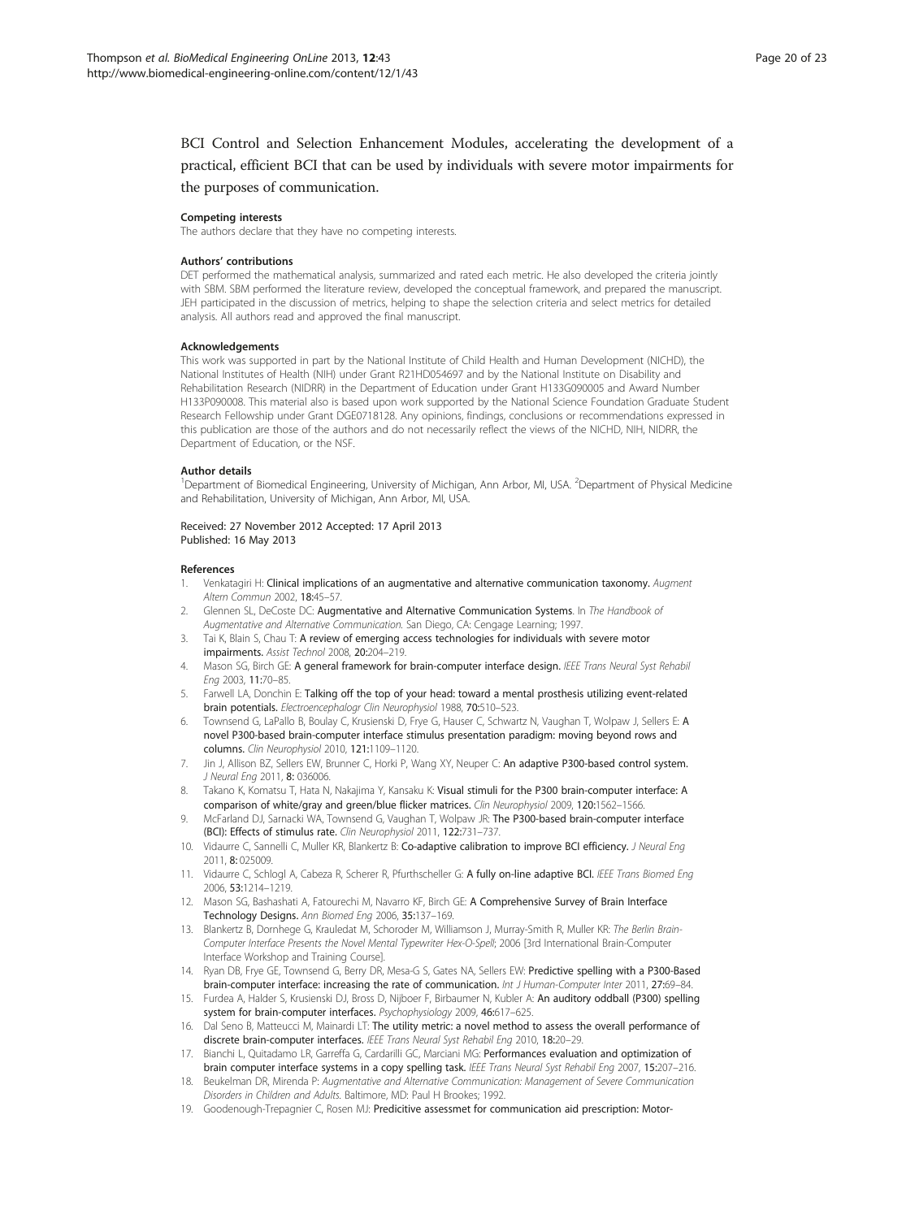BCI Control and Selection Enhancement Modules, accelerating the development of a practical, efficient BCI that can be used by individuals with severe motor impairments for the purposes of communication.

#### Competing interests

The authors declare that they have no competing interests.

#### Authors' contributions

DET performed the mathematical analysis, summarized and rated each metric. He also developed the criteria jointly with SBM. SBM performed the literature review, developed the conceptual framework, and prepared the manuscript. JEH participated in the discussion of metrics, helping to shape the selection criteria and select metrics for detailed analysis. All authors read and approved the final manuscript.

#### Acknowledgements

This work was supported in part by the National Institute of Child Health and Human Development (NICHD), the National Institutes of Health (NIH) under Grant R21HD054697 and by the National Institute on Disability and Rehabilitation Research (NIDRR) in the Department of Education under Grant H133G090005 and Award Number H133P090008. This material also is based upon work supported by the National Science Foundation Graduate Student Research Fellowship under Grant DGE0718128. Any opinions, findings, conclusions or recommendations expressed in this publication are those of the authors and do not necessarily reflect the views of the NICHD, NIH, NIDRR, the Department of Education, or the NSF.

#### Author details

[1]Department of Biomedical Engineering, University of Michigan, Ann Arbor, MI, USA. [2]Department of Physical Medicine and Rehabilitation, University of Michigan, Ann Arbor, MI, USA.

Received: 27 November 2012 Accepted: 17 April 2013
Published: 16 May 2013

#### References

1. Venkatagiri H: **Clinical implications of an augmentative and alternative communication taxonomy.** *Augment Altern Commun* 2002, **18:**45–57.
2. Glennen SL, DeCoste DC: **Augmentative and Alternative Communication Systems**. In *The Handbook of Augmentative and Alternative Communication.* San Diego, CA: Cengage Learning; 1997.
3. Tai K, Blain S, Chau T: **A review of emerging access technologies for individuals with severe motor impairments.** *Assist Technol* 2008, **20:**204–219.
4. Mason SG, Birch GE: **A general framework for brain-computer interface design.** *IEEE Trans Neural Syst Rehabil Eng* 2003, **11:**70–85.
5. Farwell LA, Donchin E: **Talking off the top of your head: toward a mental prosthesis utilizing event-related brain potentials.** *Electroencephalogr Clin Neurophysiol* 1988, **70:**510–523.
6. Townsend G, LaPallo B, Boulay C, Krusienski D, Frye G, Hauser C, Schwartz N, Vaughan T, Wolpaw J, Sellers E: **A novel P300-based brain-computer interface stimulus presentation paradigm: moving beyond rows and columns.** *Clin Neurophysiol* 2010, **121:**1109–1120.
7. Jin J, Allison BZ, Sellers EW, Brunner C, Horki P, Wang XY, Neuper C: **An adaptive P300-based control system.** *J Neural Eng* 2011, **8:** 036006.
8. Takano K, Komatsu T, Hata N, Nakajima Y, Kansaku K: **Visual stimuli for the P300 brain-computer interface: A comparison of white/gray and green/blue flicker matrices.** *Clin Neurophysiol* 2009, **120:**1562–1566.
9. McFarland DJ, Sarnacki WA, Townsend G, Vaughan T, Wolpaw JR: **The P300-based brain-computer interface (BCI): Effects of stimulus rate.** *Clin Neurophysiol* 2011, **122:**731–737.
10. Vidaurre C, Sannelli C, Muller KR, Blankertz B: **Co-adaptive calibration to improve BCI efficiency.** *J Neural Eng* 2011, **8:** 025009.
11. Vidaurre C, Schlogl A, Cabeza R, Scherer R, Pfurthscheller G: **A fully on-line adaptive BCI.** *IEEE Trans Biomed Eng* 2006, **53:**1214–1219.
12. Mason SG, Bashashati A, Fatourechi M, Navarro KF, Birch GE: **A Comprehensive Survey of Brain Interface Technology Designs.** *Ann Biomed Eng* 2006, **35:**137–169.
13. Blankertz B, Dornhege G, Krauledat M, Schoroder M, Williamson J, Murray-Smith R, Muller KR: *The Berlin Brain-Computer Interface Presents the Novel Mental Typewriter Hex-O-Spell*; 2006 [3rd International Brain-Computer Interface Workshop and Training Course].
14. Ryan DB, Frye GE, Townsend G, Berry DR, Mesa-G S, Gates NA, Sellers EW: **Predictive spelling with a P300-Based brain-computer interface: increasing the rate of communication.** *Int J Human-Computer Inter* 2011, **27:**69–84.
15. Furdea A, Halder S, Krusienski DJ, Bross D, Nijboer F, Birbaumer N, Kubler A: **An auditory oddball (P300) spelling system for brain-computer interfaces.** *Psychophysiology* 2009, **46:**617–625.
16. Dal Seno B, Matteucci M, Mainardi LT: **The utility metric: a novel method to assess the overall performance of discrete brain-computer interfaces.** *IEEE Trans Neural Syst Rehabil Eng* 2010, **18:**20–29.
17. Bianchi L, Quitadamo LR, Garreffa G, Cardarilli GC, Marciani MG: **Performances evaluation and optimization of brain computer interface systems in a copy spelling task.** *IEEE Trans Neural Syst Rehabil Eng* 2007, **15:**207–216.
18. Beukelman DR, Mirenda P: *Augmentative and Alternative Communication: Management of Severe Communication Disorders in Children and Adults.* Baltimore, MD: Paul H Brookes; 1992.
19. Goodenough-Trepagnier C, Rosen MJ: **Predicitive assessmet for communication aid prescription: Motor-**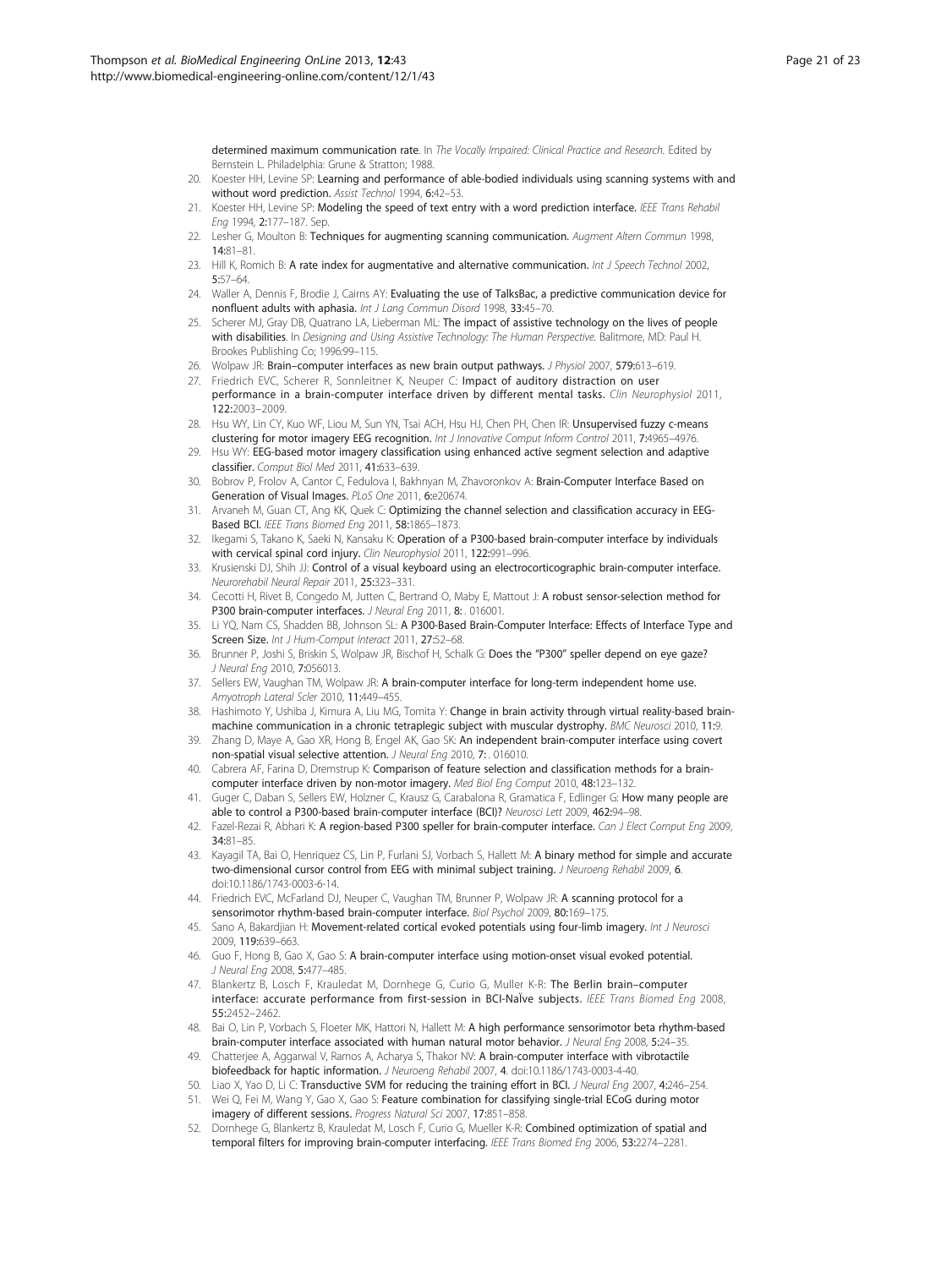determined maximum communication rate. In *The Vocally Impaired: Clinical Practice and Research*. Edited by Bernstein L. Philadelphia: Grune & Stratton; 1988.

20. Koester HH, Levine SP: **Learning and performance of able-bodied individuals using scanning systems with and without word prediction.** *Assist Technol* 1994, **6:**42–53.
21. Koester HH, Levine SP: **Modeling the speed of text entry with a word prediction interface.** *IEEE Trans Rehabil Eng* 1994, **2:**177–187. Sep.
22. Lesher G, Moulton B: **Techniques for augmenting scanning communication.** *Augment Altern Commun* 1998, **14:**81–81.
23. Hill K, Romich B: **A rate index for augmentative and alternative communication.** *Int J Speech Technol* 2002, **5:**57–64.
24. Waller A, Dennis F, Brodie J, Cairns AY: **Evaluating the use of TalksBac, a predictive communication device for nonfluent adults with aphasia.** *Int J Lang Commun Disord* 1998, **33:**45–70.
25. Scherer MJ, Gray DB, Quatrano LA, Lieberman ML: **The impact of assistive technology on the lives of people with disabilities.** In *Designing and Using Assistive Technology: The Human Perspective*. Balitmore, MD: Paul H. Brookes Publishing Co; 1996:99–115.
26. Wolpaw JR: **Brain–computer interfaces as new brain output pathways.** *J Physiol* 2007, **579:**613–619.
27. Friedrich EVC, Scherer R, Sonnleitner K, Neuper C: **Impact of auditory distraction on user performance in a brain-computer interface driven by different mental tasks.** *Clin Neurophysiol* 2011, **122:**2003–2009.
28. Hsu WY, Lin CY, Kuo WF, Liou M, Sun YN, Tsai ACH, Hsu HJ, Chen PH, Chen IR: **Unsupervised fuzzy c-means clustering for motor imagery EEG recognition.** *Int J Innovative Comput Inform Control* 2011, **7:**4965–4976.
29. Hsu WY: **EEG-based motor imagery classification using enhanced active segment selection and adaptive classifier.** *Comput Biol Med* 2011, **41:**633–639.
30. Bobrov P, Frolov A, Cantor C, Fedulova I, Bakhnyan M, Zhavoronkov A: **Brain-Computer Interface Based on Generation of Visual Images.** *PLoS One* 2011, **6:**e20674.
31. Arvaneh M, Guan CT, Ang KK, Quek C: **Optimizing the channel selection and classification accuracy in EEG-Based BCI.** *IEEE Trans Biomed Eng* 2011, **58:**1865–1873.
32. Ikegami S, Takano K, Saeki N, Kansaku K: **Operation of a P300-based brain-computer interface by individuals with cervical spinal cord injury.** *Clin Neurophysiol* 2011, **122:**991–996.
33. Krusienski DJ, Shih JJ: **Control of a visual keyboard using an electrocorticographic brain-computer interface.** *Neurorehabil Neural Repair* 2011, **25:**323–331.
34. Cecotti H, Rivet B, Congedo M, Jutten C, Bertrand O, Maby E, Mattout J: **A robust sensor-selection method for P300 brain-computer interfaces.** *J Neural Eng* 2011, **8:**. 016001.
35. Li YQ, Nam CS, Shadden BB, Johnson SL: **A P300-Based Brain-Computer Interface: Effects of Interface Type and Screen Size.** *Int J Hum-Comput Interact* 2011, **27:**52–68.
36. Brunner P, Joshi S, Briskin S, Wolpaw JR, Bischof H, Schalk G: **Does the "P300" speller depend on eye gaze?** *J Neural Eng* 2010, **7:**056013.
37. Sellers EW, Vaughan TM, Wolpaw JR: **A brain-computer interface for long-term independent home use.** *Amyotroph Lateral Scler* 2010, **11:**449–455.
38. Hashimoto Y, Ushiba J, Kimura A, Liu MG, Tomita Y: **Change in brain activity through virtual reality-based brain-machine communication in a chronic tetraplegic subject with muscular dystrophy.** *BMC Neurosci* 2010, **11:**9.
39. Zhang D, Maye A, Gao XR, Hong B, Engel AK, Gao SK: **An independent brain-computer interface using covert non-spatial visual selective attention.** *J Neural Eng* 2010, **7:**. 016010.
40. Cabrera AF, Farina D, Dremstrup K: **Comparison of feature selection and classification methods for a brain-computer interface driven by non-motor imagery.** *Med Biol Eng Comput* 2010, **48:**123–132.
41. Guger C, Daban S, Sellers EW, Holzner C, Krausz G, Carabalona R, Gramatica F, Edlinger G: **How many people are able to control a P300-based brain-computer interface (BCI)?** *Neurosci Lett* 2009, **462:**94–98.
42. Fazel-Rezai R, Abhari K: **A region-based P300 speller for brain-computer interface.** *Can J Elect Comput Eng* 2009, **34:**81–85.
43. Kayagil TA, Bai O, Henriquez CS, Lin P, Furlani SJ, Vorbach S, Hallett M: **A binary method for simple and accurate two-dimensional cursor control from EEG with minimal subject training.** *J Neuroeng Rehabil* 2009, **6**. doi:10.1186/1743-0003-6-14.
44. Friedrich EVC, McFarland DJ, Neuper C, Vaughan TM, Brunner P, Wolpaw JR: **A scanning protocol for a sensorimotor rhythm-based brain-computer interface.** *Biol Psychol* 2009, **80:**169–175.
45. Sano A, Bakardjian H: **Movement-related cortical evoked potentials using four-limb imagery.** *Int J Neurosci* 2009, **119:**639–663.
46. Guo F, Hong B, Gao X, Gao S: **A brain-computer interface using motion-onset visual evoked potential.** *J Neural Eng* 2008, **5:**477–485.
47. Blankertz B, Losch F, Krauledat M, Dornhege G, Curio G, Muller K-R: **The Berlin brain–computer interface: accurate performance from first-session in BCI-Naïve subjects.** *IEEE Trans Biomed Eng* 2008, **55:**2452–2462.
48. Bai O, Lin P, Vorbach S, Floeter MK, Hattori N, Hallett M: **A high performance sensorimotor beta rhythm-based brain-computer interface associated with human natural motor behavior.** *J Neural Eng* 2008, **5:**24–35.
49. Chatterjee A, Aggarwal V, Ramos A, Acharya S, Thakor NV: **A brain-computer interface with vibrotactile biofeedback for haptic information.** *J Neuroeng Rehabil* 2007, **4**. doi:10.1186/1743-0003-4-40.
50. Liao X, Yao D, Li C: **Transductive SVM for reducing the training effort in BCI.** *J Neural Eng* 2007, **4:**246–254.
51. Wei Q, Fei M, Wang Y, Gao X, Gao S: **Feature combination for classifying single-trial ECoG during motor imagery of different sessions.** *Progress Natural Sci* 2007, **17:**851–858.
52. Dornhege G, Blankertz B, Krauledat M, Losch F, Curio G, Mueller K-R: **Combined optimization of spatial and temporal filters for improving brain-computer interfacing.** *IEEE Trans Biomed Eng* 2006, **53:**2274–2281.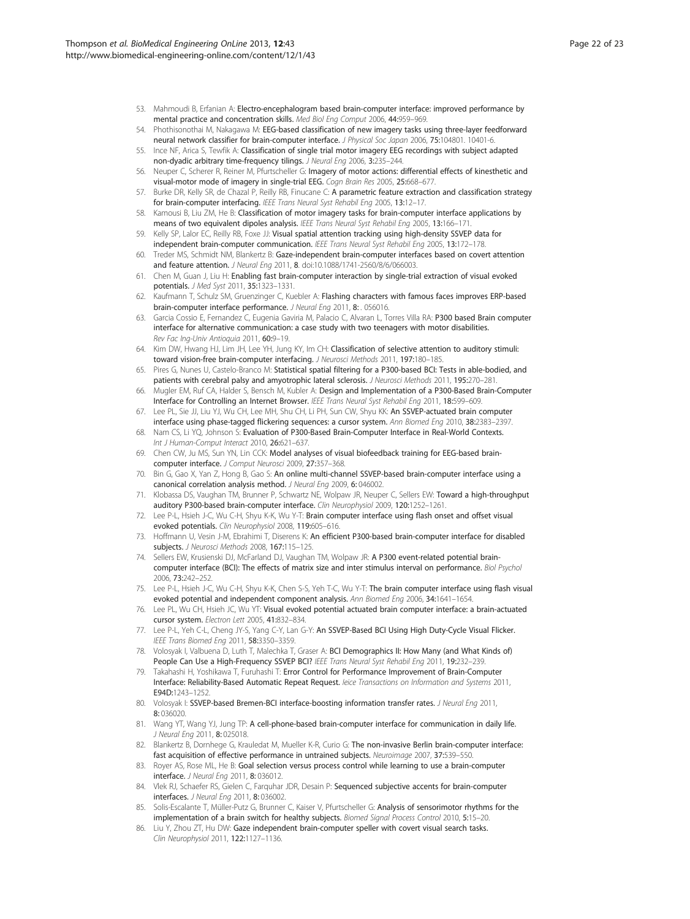53. Mahmoudi B, Erfanian A: **Electro-encephalogram based brain-computer interface: improved performance by mental practice and concentration skills.** *Med Biol Eng Comput* 2006, **44:**959–969.
54. Phothisonothai M, Nakagawa M: **EEG-based classification of new imagery tasks using three-layer feedforward neural network classifier for brain-computer interface.** *J Physical Soc Japan* 2006, **75:**104801. 10401-6.
55. Ince NF, Arica S, Tewfik A: **Classification of single trial motor imagery EEG recordings with subject adapted non-dyadic arbitrary time-frequency tilings.** *J Neural Eng* 2006, **3:**235–244.
56. Neuper C, Scherer R, Reiner M, Pfurtscheller G: **Imagery of motor actions: differential effects of kinesthetic and visual-motor mode of imagery in single-trial EEG.** *Cogn Brain Res* 2005, **25:**668–677.
57. Burke DR, Kelly SR, de Chazal P, Reilly RB, Finucane C: **A parametric feature extraction and classification strategy for brain-computer interfacing.** *IEEE Trans Neural Syst Rehabil Eng* 2005, **13:**12–17.
58. Kamousi B, Liu ZM, He B: **Classification of motor imagery tasks for brain-computer interface applications by means of two equivalent dipoles analysis.** *IEEE Trans Neural Syst Rehabil Eng* 2005, **13:**166–171.
59. Kelly SP, Lalor EC, Reilly RB, Foxe JJ: **Visual spatial attention tracking using high-density SSVEP data for independent brain-computer communication.** *IEEE Trans Neural Syst Rehabil Eng* 2005, **13:**172–178.
60. Treder MS, Schmidt NM, Blankertz B: **Gaze-independent brain-computer interfaces based on covert attention and feature attention.** *J Neural Eng* 2011, **8**. doi:10.1088/1741-2560/8/6/066003.
61. Chen M, Guan J, Liu H: **Enabling fast brain-computer interaction by single-trial extraction of visual evoked potentials.** *J Med Syst* 2011, **35:**1323–1331.
62. Kaufmann T, Schulz SM, Gruenzinger C, Kuebler A: **Flashing characters with famous faces improves ERP-based brain-computer interface performance.** *J Neural Eng* 2011, **8:** . 056016.
63. Garcia Cossio E, Fernandez C, Eugenia Gaviria M, Palacio C, Alvaran L, Torres Villa RA: **P300 based Brain computer interface for alternative communication: a case study with two teenagers with motor disabilities.** *Rev Fac Ing-Univ Antioquia* 2011, **60:**9–19.
64. Kim DW, Hwang HJ, Lim JH, Lee YH, Jung KY, Im CH: **Classification of selective attention to auditory stimuli: toward vision-free brain-computer interfacing.** *J Neurosci Methods* 2011, **197:**180–185.
65. Pires G, Nunes U, Castelo-Branco M: **Statistical spatial filtering for a P300-based BCI: Tests in able-bodied, and patients with cerebral palsy and amyotrophic lateral sclerosis.** *J Neurosci Methods* 2011, **195:**270–281.
66. Mugler EM, Ruf CA, Halder S, Bensch M, Kubler A: **Design and Implementation of a P300-Based Brain-Computer Interface for Controlling an Internet Browser.** *IEEE Trans Neural Syst Rehabil Eng* 2011, **18:**599–609.
67. Lee PL, Sie JJ, Liu YJ, Wu CH, Lee MH, Shu CH, Li PH, Sun CW, Shyu KK: **An SSVEP-actuated brain computer interface using phase-tagged flickering sequences: a cursor system.** *Ann Biomed Eng* 2010, **38:**2383–2397.
68. Nam CS, Li YQ, Johnson S: **Evaluation of P300-Based Brain-Computer Interface in Real-World Contexts.** *Int J Human-Comput Interact* 2010, **26:**621–637.
69. Chen CW, Ju MS, Sun YN, Lin CCK: **Model analyses of visual biofeedback training for EEG-based brain-computer interface.** *J Comput Neurosci* 2009, **27:**357–368.
70. Bin G, Gao X, Yan Z, Hong B, Gao S: **An online multi-channel SSVEP-based brain-computer interface using a canonical correlation analysis method.** *J Neural Eng* 2009, **6:** 046002.
71. Klobassa DS, Vaughan TM, Brunner P, Schwartz NE, Wolpaw JR, Neuper C, Sellers EW: **Toward a high-throughput auditory P300-based brain-computer interface.** *Clin Neurophysiol* 2009, **120:**1252–1261.
72. Lee P-L, Hsieh J-C, Wu C-H, Shyu K-K, Wu Y-T: **Brain computer interface using flash onset and offset visual evoked potentials.** *Clin Neurophysiol* 2008, **119:**605–616.
73. Hoffmann U, Vesin J-M, Ebrahimi T, Diserens K: **An efficient P300-based brain-computer interface for disabled subjects.** *J Neurosci Methods* 2008, **167:**115–125.
74. Sellers EW, Krusienski DJ, McFarland DJ, Vaughan TM, Wolpaw JR: **A P300 event-related potential brain-computer interface (BCI): The effects of matrix size and inter stimulus interval on performance.** *Biol Psychol* 2006, **73:**242–252.
75. Lee P-L, Hsieh J-C, Wu C-H, Shyu K-K, Chen S-S, Yeh T-C, Wu Y-T: **The brain computer interface using flash visual evoked potential and independent component analysis.** *Ann Biomed Eng* 2006, **34:**1641–1654.
76. Lee PL, Wu CH, Hsieh JC, Wu YT: **Visual evoked potential actuated brain computer interface: a brain-actuated cursor system.** *Electron Lett* 2005, **41:**832–834.
77. Lee P-L, Yeh C-L, Cheng JY-S, Yang C-Y, Lan G-Y: **An SSVEP-Based BCI Using High Duty-Cycle Visual Flicker.** *IEEE Trans Biomed Eng* 2011, **58:**3350–3359.
78. Volosyak I, Valbuena D, Luth T, Malechka T, Graser A: **BCI Demographics II: How Many (and What Kinds of) People Can Use a High-Frequency SSVEP BCI?** *IEEE Trans Neural Syst Rehabil Eng* 2011, **19:**232–239.
79. Takahashi H, Yoshikawa T, Furuhashi T: **Error Control for Performance Improvement of Brain-Computer Interface: Reliability-Based Automatic Repeat Request.** *Ieice Transactions on Information and Systems* 2011, **E94D:**1243–1252.
80. Volosyak I: **SSVEP-based Bremen-BCI interface-boosting information transfer rates.** *J Neural Eng* 2011, **8:** 036020.
81. Wang YT, Wang YJ, Jung TP: **A cell-phone-based brain-computer interface for communication in daily life.** *J Neural Eng* 2011, **8:** 025018.
82. Blankertz B, Dornhege G, Krauledat M, Mueller K-R, Curio G: **The non-invasive Berlin brain-computer interface: fast acquisition of effective performance in untrained subjects.** *Neuroimage* 2007, **37:**539–550.
83. Royer AS, Rose ML, He B: **Goal selection versus process control while learning to use a brain-computer interface.** *J Neural Eng* 2011, **8:** 036012.
84. Vlek RJ, Schaefer RS, Gielen C, Farquhar JDR, Desain P: **Sequenced subjective accents for brain-computer interfaces.** *J Neural Eng* 2011, **8:** 036002.
85. Solis-Escalante T, Müller-Putz G, Brunner C, Kaiser V, Pfurtscheller G: **Analysis of sensorimotor rhythms for the implementation of a brain switch for healthy subjects.** *Biomed Signal Process Control* 2010, **5:**15–20.
86. Liu Y, Zhou ZT, Hu DW: **Gaze independent brain-computer speller with covert visual search tasks.** *Clin Neurophysiol* 2011, **122:**1127–1136.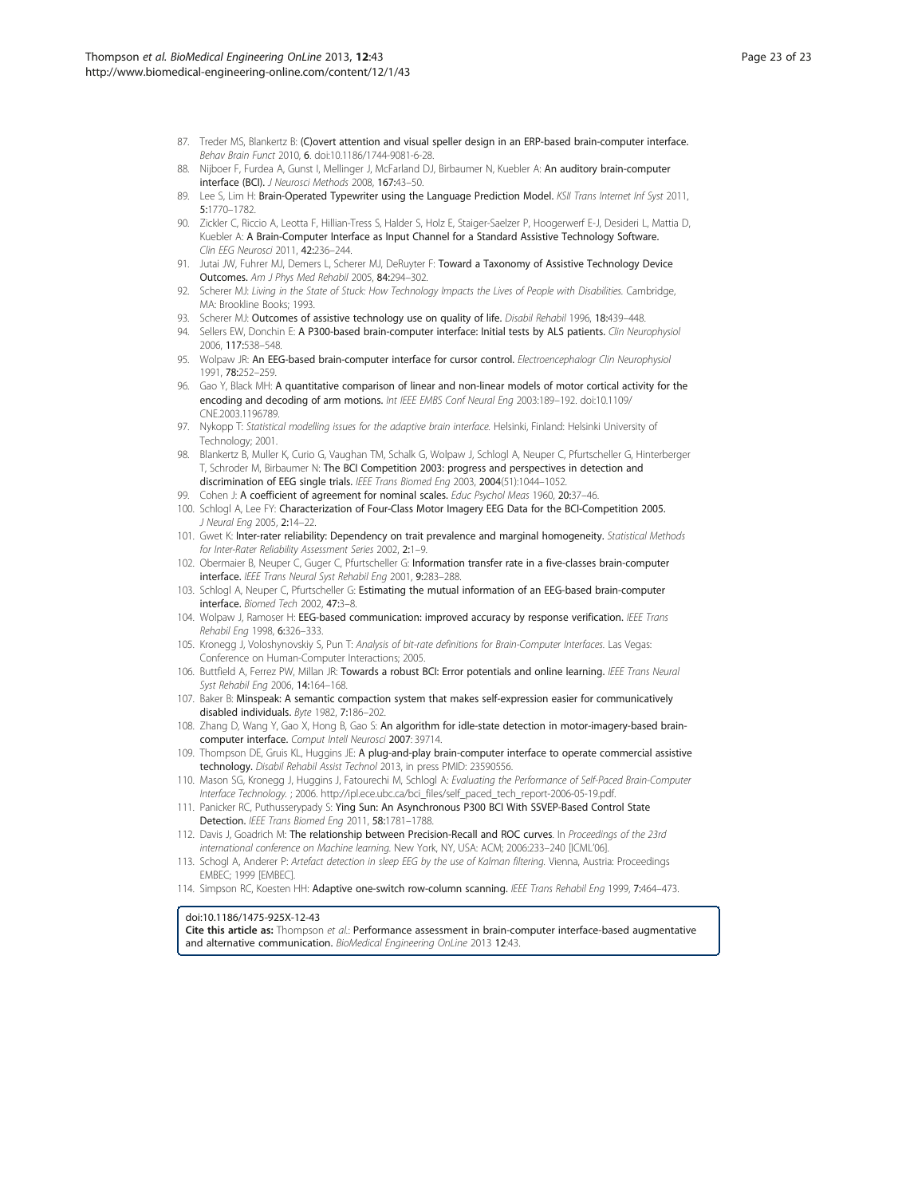87. Treder MS, Blankertz B: **(C)overt attention and visual speller design in an ERP-based brain-computer interface.** *Behav Brain Funct* 2010, **6**. doi:10.1186/1744-9081-6-28.
88. Nijboer F, Furdea A, Gunst I, Mellinger J, McFarland DJ, Birbaumer N, Kuebler A: **An auditory brain-computer interface (BCI).** *J Neurosci Methods* 2008, **167:**43–50.
89. Lee S, Lim H: **Brain-Operated Typewriter using the Language Prediction Model.** *KSII Trans Internet Inf Syst* 2011, **5:**1770–1782.
90. Zickler C, Riccio A, Leotta F, Hillian-Tress S, Halder S, Holz E, Staiger-Saelzer P, Hoogerwerf E-J, Desideri L, Mattia D, Kuebler A: **A Brain-Computer Interface as Input Channel for a Standard Assistive Technology Software.** *Clin EEG Neurosci* 2011, **42:**236–244.
91. Jutai JW, Fuhrer MJ, Demers L, Scherer MJ, DeRuyter F: **Toward a Taxonomy of Assistive Technology Device Outcomes.** *Am J Phys Med Rehabil* 2005, **84:**294–302.
92. Scherer MJ: *Living in the State of Stuck: How Technology Impacts the Lives of People with Disabilities.* Cambridge, MA: Brookline Books; 1993.
93. Scherer MJ: **Outcomes of assistive technology use on quality of life.** *Disabil Rehabil* 1996, **18:**439–448.
94. Sellers EW, Donchin E: **A P300-based brain-computer interface: Initial tests by ALS patients.** *Clin Neurophysiol* 2006, **117:**538–548.
95. Wolpaw JR: **An EEG-based brain-computer interface for cursor control.** *Electroencephalogr Clin Neurophysiol* 1991, **78:**252–259.
96. Gao Y, Black MH: **A quantitative comparison of linear and non-linear models of motor cortical activity for the encoding and decoding of arm motions.** *Int IEEE EMBS Conf Neural Eng* 2003:189–192. doi:10.1109/CNE.2003.1196789.
97. Nykopp T: *Statistical modelling issues for the adaptive brain interface.* Helsinki, Finland: Helsinki University of Technology; 2001.
98. Blankertz B, Muller K, Curio G, Vaughan TM, Schalk G, Wolpaw J, Schlogl A, Neuper C, Pfurtscheller G, Hinterberger T, Schroder M, Birbaumer N: **The BCI Competition 2003: progress and perspectives in detection and discrimination of EEG single trials.** *IEEE Trans Biomed Eng* 2003, **2004**(51):1044–1052.
99. Cohen J: **A coefficient of agreement for nominal scales.** *Educ Psychol Meas* 1960, **20:**37–46.
100. Schlogl A, Lee FY: **Characterization of Four-Class Motor Imagery EEG Data for the BCI-Competition 2005.** *J Neural Eng* 2005, **2:**14–22.
101. Gwet K: **Inter-rater reliability: Dependency on trait prevalence and marginal homogeneity.** *Statistical Methods for Inter-Rater Reliability Assessment Series* 2002, **2:**1–9.
102. Obermaier B, Neuper C, Guger C, Pfurtscheller G: **Information transfer rate in a five-classes brain-computer interface.** *IEEE Trans Neural Syst Rehabil Eng* 2001, **9:**283–288.
103. Schlogl A, Neuper C, Pfurtscheller G: **Estimating the mutual information of an EEG-based brain-computer interface.** *Biomed Tech* 2002, **47:**3–8.
104. Wolpaw J, Ramoser H: **EEG-based communication: improved accuracy by response verification.** *IEEE Trans Rehabil Eng* 1998, **6:**326–333.
105. Kronegg J, Voloshynovskiy S, Pun T: *Analysis of bit-rate definitions for Brain-Computer Interfaces.* Las Vegas: Conference on Human-Computer Interactions; 2005.
106. Buttfield A, Ferrez PW, Millan JR: **Towards a robust BCI: Error potentials and online learning.** *IEEE Trans Neural Syst Rehabil Eng* 2006, **14:**164–168.
107. Baker B: **Minspeak: A semantic compaction system that makes self-expression easier for communicatively disabled individuals.** *Byte* 1982, **7:**186–202.
108. Zhang D, Wang Y, Gao X, Hong B, Gao S: **An algorithm for idle-state detection in motor-imagery-based brain-computer interface.** *Comput Intell Neurosci* **2007**: 39714.
109. Thompson DE, Gruis KL, Huggins JE: **A plug-and-play brain-computer interface to operate commercial assistive technology.** *Disabil Rehabil Assist Technol* 2013, in press PMID: 23590556.
110. Mason SG, Kronegg J, Huggins J, Fatourechi M, Schlogl A: *Evaluating the Performance of Self-Paced Brain-Computer Interface Technology.* ; 2006. http://ipl.ece.ubc.ca/bci_files/self_paced_tech_report-2006-05-19.pdf.
111. Panicker RC, Puthusserypady S: **Ying Sun: An Asynchronous P300 BCI With SSVEP-Based Control State Detection.** *IEEE Trans Biomed Eng* 2011, **58:**1781–1788.
112. Davis J, Goadrich M: **The relationship between Precision-Recall and ROC curves**. In *Proceedings of the 23rd international conference on Machine learning*. New York, NY, USA: ACM; 2006:233–240 [ICML'06].
113. Schogl A, Anderer P: *Artefact detection in sleep EEG by the use of Kalman filtering.* Vienna, Austria: Proceedings EMBEC; 1999 [EMBEC].
114. Simpson RC, Koesten HH: **Adaptive one-switch row-column scanning.** *IEEE Trans Rehabil Eng* 1999, **7:**464–473.

doi:10.1186/1475-925X-12-43

**Cite this article as:** Thompson *et al.*: Performance assessment in brain-computer interface-based augmentative and alternative communication. *BioMedical Engineering OnLine* 2013 **12**:43.